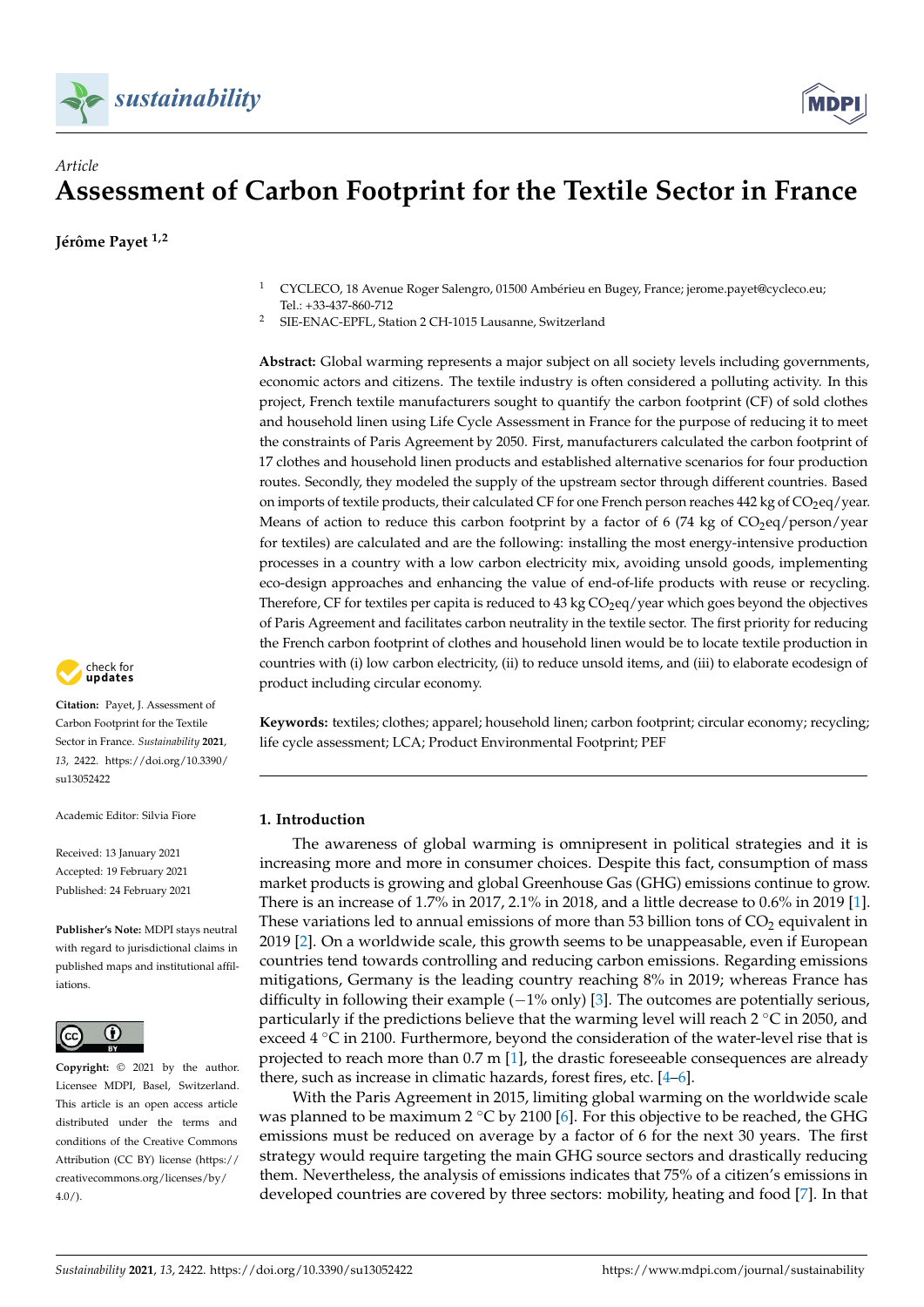*Article*

# Assessment of Carbon Footprint for the Textile Sector in France

**Jérôme Payet [1,2]**

[1] CYCLECO, 18 Avenue Roger Salengro, 01500 Ambérieu en Bugey, France; jerome.payet@cycleco.eu; Tel.: +33-437-860-712

[2] SIE-ENAC-EPFL, Station 2 CH-1015 Lausanne, Switzerland

**Abstract:** Global warming represents a major subject on all society levels including governments, economic actors and citizens. The textile industry is often considered a polluting activity. In this project, French textile manufacturers sought to quantify the carbon footprint (CF) of sold clothes and household linen using Life Cycle Assessment in France for the purpose of reducing it to meet the constraints of Paris Agreement by 2050. First, manufacturers calculated the carbon footprint of 17 clothes and household linen products and established alternative scenarios for four production routes. Secondly, they modeled the supply of the upstream sector through different countries. Based on imports of textile products, their calculated CF for one French person reaches 442 kg of $CO_2$eq/year. Means of action to reduce this carbon footprint by a factor of 6 (74 kg of $CO_2$eq/person/year for textiles) are calculated and are the following: installing the most energy-intensive production processes in a country with a low carbon electricity mix, avoiding unsold goods, implementing eco-design approaches and enhancing the value of end-of-life products with reuse or recycling. Therefore, CF for textiles per capita is reduced to 43 kg $CO_2$eq/year which goes beyond the objectives of Paris Agreement and facilitates carbon neutrality in the textile sector. The first priority for reducing the French carbon footprint of clothes and household linen would be to locate textile production in countries with (i) low carbon electricity, (ii) to reduce unsold items, and (iii) to elaborate ecodesign of product including circular economy.

**Keywords:** textiles; clothes; apparel; household linen; carbon footprint; circular economy; recycling; life cycle assessment; LCA; Product Environmental Footprint; PEF

**Citation:** Payet, J. Assessment of Carbon Footprint for the Textile Sector in France. *Sustainability* **2021**, *13*, 2422. https://doi.org/10.3390/su13052422

Academic Editor: Silvia Fiore

Received: 13 January 2021
Accepted: 19 February 2021
Published: 24 February 2021

**Publisher's Note:** MDPI stays neutral with regard to jurisdictional claims in published maps and institutional affiliations.

**Copyright:** © 2021 by the author. Licensee MDPI, Basel, Switzerland. This article is an open access article distributed under the terms and conditions of the Creative Commons Attribution (CC BY) license (https://creativecommons.org/licenses/by/4.0/).

## 1. Introduction

The awareness of global warming is omnipresent in political strategies and it is increasing more and more in consumer choices. Despite this fact, consumption of mass market products is growing and global Greenhouse Gas (GHG) emissions continue to grow. There is an increase of 1.7% in 2017, 2.1% in 2018, and a little decrease to 0.6% in 2019 [1]. These variations led to annual emissions of more than 53 billion tons of $CO_2$ equivalent in 2019 [2]. On a worldwide scale, this growth seems to be unappeasable, even if European countries tend towards controlling and reducing carbon emissions. Regarding emissions mitigations, Germany is the leading country reaching 8% in 2019; whereas France has difficulty in following their example (−1% only) [3]. The outcomes are potentially serious, particularly if the predictions believe that the warming level will reach 2 °C in 2050, and exceed 4 °C in 2100. Furthermore, beyond the consideration of the water-level rise that is projected to reach more than 0.7 m [1], the drastic foreseeable consequences are already there, such as increase in climatic hazards, forest fires, etc. [4–6].

With the Paris Agreement in 2015, limiting global warming on the worldwide scale was planned to be maximum 2 °C by 2100 [6]. For this objective to be reached, the GHG emissions must be reduced on average by a factor of 6 for the next 30 years. The first strategy would require targeting the main GHG source sectors and drastically reducing them. Nevertheless, the analysis of emissions indicates that 75% of a citizen's emissions in developed countries are covered by three sectors: mobility, heating and food [7]. In that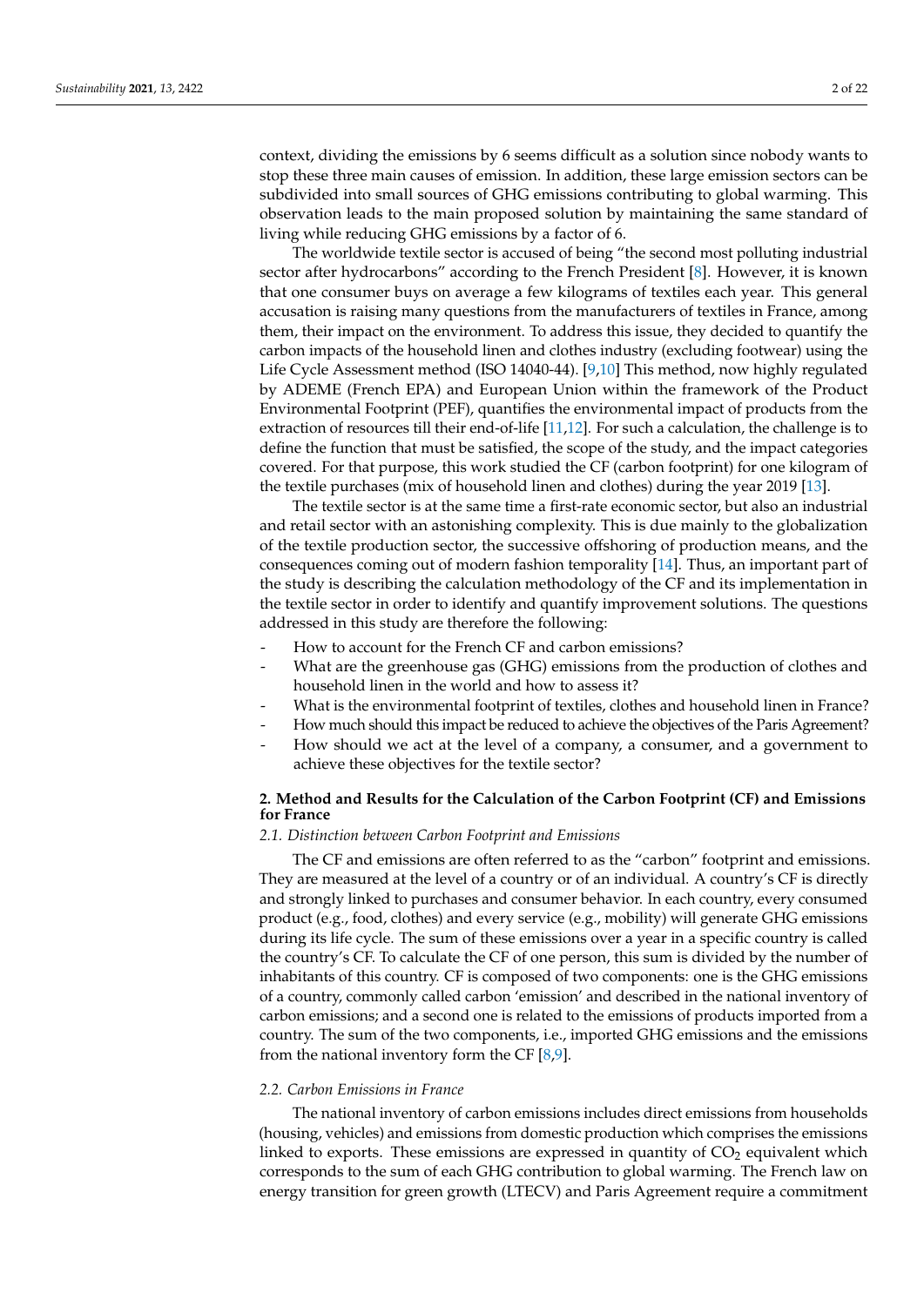context, dividing the emissions by 6 seems difficult as a solution since nobody wants to stop these three main causes of emission. In addition, these large emission sectors can be subdivided into small sources of GHG emissions contributing to global warming. This observation leads to the main proposed solution by maintaining the same standard of living while reducing GHG emissions by a factor of 6.

The worldwide textile sector is accused of being "the second most polluting industrial sector after hydrocarbons" according to the French President [8]. However, it is known that one consumer buys on average a few kilograms of textiles each year. This general accusation is raising many questions from the manufacturers of textiles in France, among them, their impact on the environment. To address this issue, they decided to quantify the carbon impacts of the household linen and clothes industry (excluding footwear) using the Life Cycle Assessment method (ISO 14040-44). [9,10] This method, now highly regulated by ADEME (French EPA) and European Union within the framework of the Product Environmental Footprint (PEF), quantifies the environmental impact of products from the extraction of resources till their end-of-life [11,12]. For such a calculation, the challenge is to define the function that must be satisfied, the scope of the study, and the impact categories covered. For that purpose, this work studied the CF (carbon footprint) for one kilogram of the textile purchases (mix of household linen and clothes) during the year 2019 [13].

The textile sector is at the same time a first-rate economic sector, but also an industrial and retail sector with an astonishing complexity. This is due mainly to the globalization of the textile production sector, the successive offshoring of production means, and the consequences coming out of modern fashion temporality [14]. Thus, an important part of the study is describing the calculation methodology of the CF and its implementation in the textile sector in order to identify and quantify improvement solutions. The questions addressed in this study are therefore the following:

- How to account for the French CF and carbon emissions?
- What are the greenhouse gas (GHG) emissions from the production of clothes and household linen in the world and how to assess it?
- What is the environmental footprint of textiles, clothes and household linen in France?
- How much should this impact be reduced to achieve the objectives of the Paris Agreement?
- How should we act at the level of a company, a consumer, and a government to achieve these objectives for the textile sector?

## 2. Method and Results for the Calculation of the Carbon Footprint (CF) and Emissions for France

### *2.1. Distinction between Carbon Footprint and Emissions*

The CF and emissions are often referred to as the "carbon" footprint and emissions. They are measured at the level of a country or of an individual. A country's CF is directly and strongly linked to purchases and consumer behavior. In each country, every consumed product (e.g., food, clothes) and every service (e.g., mobility) will generate GHG emissions during its life cycle. The sum of these emissions over a year in a specific country is called the country's CF. To calculate the CF of one person, this sum is divided by the number of inhabitants of this country. CF is composed of two components: one is the GHG emissions of a country, commonly called carbon 'emission' and described in the national inventory of carbon emissions; and a second one is related to the emissions of products imported from a country. The sum of the two components, i.e., imported GHG emissions and the emissions from the national inventory form the CF [8,9].

### *2.2. Carbon Emissions in France*

The national inventory of carbon emissions includes direct emissions from households (housing, vehicles) and emissions from domestic production which comprises the emissions linked to exports. These emissions are expressed in quantity of $CO_2$ equivalent which corresponds to the sum of each GHG contribution to global warming. The French law on energy transition for green growth (LTECV) and Paris Agreement require a commitment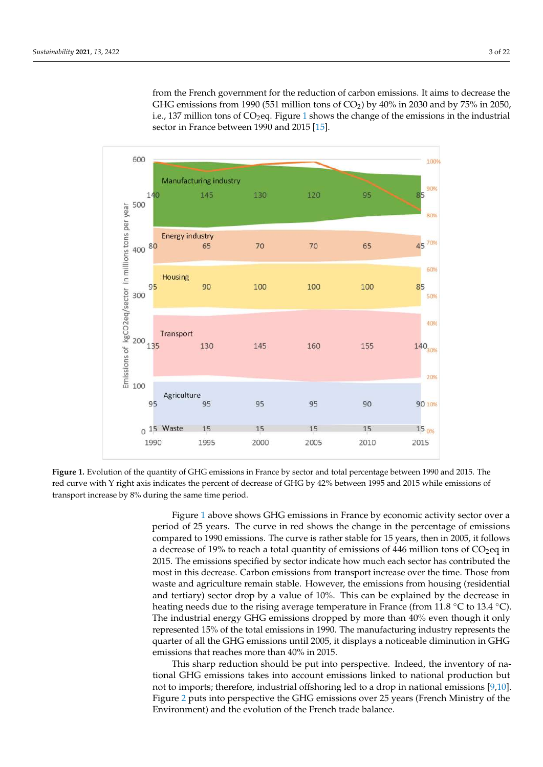from the French government for the reduction of carbon emissions. It aims to decrease the GHG emissions from 1990 (551 million tons of $CO_2$) by 40% in 2030 and by 75% in 2050, i.e., 137 million tons of $CO_2$eq. Figure 1 shows the change of the emissions in the industrial sector in France between 1990 and 2015 [15].

**Figure 1.** Evolution of the quantity of GHG emissions in France by sector and total percentage between 1990 and 2015. The red curve with Y right axis indicates the percent of decrease of GHG by 42% between 1995 and 2015 while emissions of transport increase by 8% during the same time period.

Figure 1 above shows GHG emissions in France by economic activity sector over a period of 25 years. The curve in red shows the change in the percentage of emissions compared to 1990 emissions. The curve is rather stable for 15 years, then in 2005, it follows a decrease of 19% to reach a total quantity of emissions of 446 million tons of $CO_2$eq in 2015. The emissions specified by sector indicate how much each sector has contributed the most in this decrease. Carbon emissions from transport increase over the time. Those from waste and agriculture remain stable. However, the emissions from housing (residential and tertiary) sector drop by a value of 10%. This can be explained by the decrease in heating needs due to the rising average temperature in France (from 11.8 °C to 13.4 °C). The industrial energy GHG emissions dropped by more than 40% even though it only represented 15% of the total emissions in 1990. The manufacturing industry represents the quarter of all the GHG emissions until 2005, it displays a noticeable diminution in GHG emissions that reaches more than 40% in 2015.

This sharp reduction should be put into perspective. Indeed, the inventory of national GHG emissions takes into account carbon emissions linked to national production but not to imports; therefore, industrial offshoring led to a drop in national emissions [9,10]. Figure 2 puts into perspective the GHG emissions over 25 years (French Ministry of the Environment) and the evolution of the French trade balance.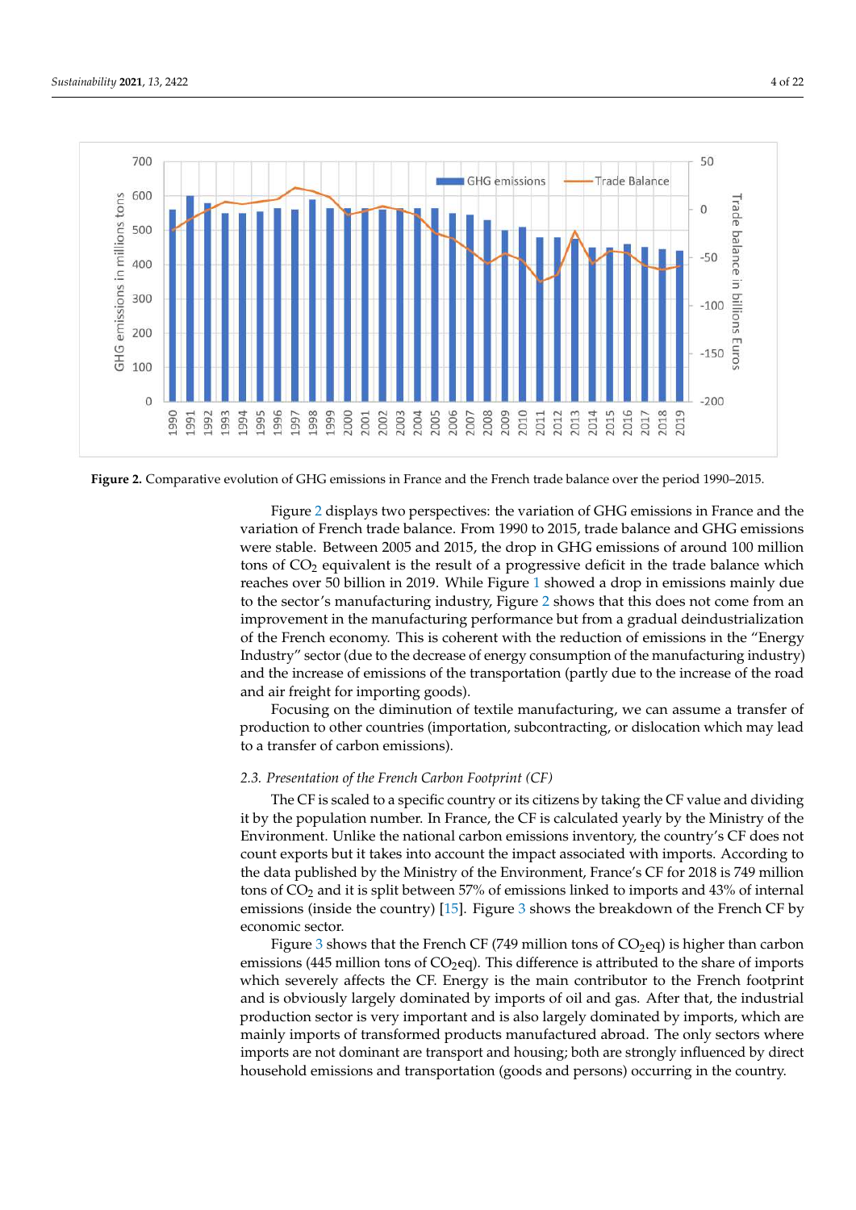**Figure 2.** Comparative evolution of GHG emissions in France and the French trade balance over the period 1990–2015.

Figure 2 displays two perspectives: the variation of GHG emissions in France and the variation of French trade balance. From 1990 to 2015, trade balance and GHG emissions were stable. Between 2005 and 2015, the drop in GHG emissions of around 100 million tons of $CO_2$ equivalent is the result of a progressive deficit in the trade balance which reaches over 50 billion in 2019. While Figure 1 showed a drop in emissions mainly due to the sector's manufacturing industry, Figure 2 shows that this does not come from an improvement in the manufacturing performance but from a gradual deindustrialization of the French economy. This is coherent with the reduction of emissions in the "Energy Industry" sector (due to the decrease of energy consumption of the manufacturing industry) and the increase of emissions of the transportation (partly due to the increase of the road and air freight for importing goods).

Focusing on the diminution of textile manufacturing, we can assume a transfer of production to other countries (importation, subcontracting, or dislocation which may lead to a transfer of carbon emissions).

### *2.3. Presentation of the French Carbon Footprint (CF)*

The CF is scaled to a specific country or its citizens by taking the CF value and dividing it by the population number. In France, the CF is calculated yearly by the Ministry of the Environment. Unlike the national carbon emissions inventory, the country's CF does not count exports but it takes into account the impact associated with imports. According to the data published by the Ministry of the Environment, France's CF for 2018 is 749 million tons of $CO_2$ and it is split between 57% of emissions linked to imports and 43% of internal emissions (inside the country) [15]. Figure 3 shows the breakdown of the French CF by economic sector.

Figure 3 shows that the French CF (749 million tons of $CO_2$eq) is higher than carbon emissions (445 million tons of $CO_2$eq). This difference is attributed to the share of imports which severely affects the CF. Energy is the main contributor to the French footprint and is obviously largely dominated by imports of oil and gas. After that, the industrial production sector is very important and is also largely dominated by imports, which are mainly imports of transformed products manufactured abroad. The only sectors where imports are not dominant are transport and housing; both are strongly influenced by direct household emissions and transportation (goods and persons) occurring in the country.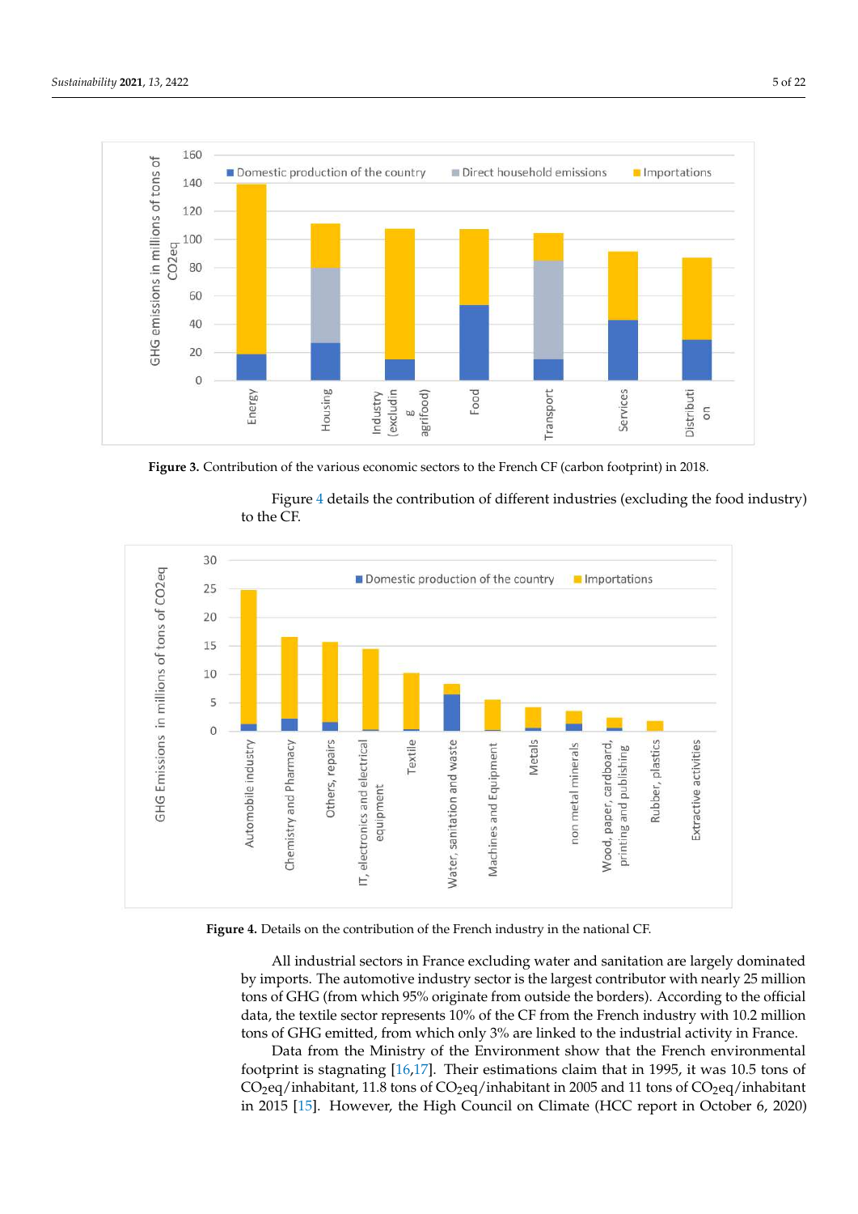Figure 3. Contribution of the various economic sectors to the French CF (carbon footprint) in 2018.

Figure 4 details the contribution of different industries (excluding the food industry) to the CF.

Figure 4. Details on the contribution of the French industry in the national CF.

All industrial sectors in France excluding water and sanitation are largely dominated by imports. The automotive industry sector is the largest contributor with nearly 25 million tons of GHG (from which 95% originate from outside the borders). According to the official data, the textile sector represents 10% of the CF from the French industry with 10.2 million tons of GHG emitted, from which only 3% are linked to the industrial activity in France.

Data from the Ministry of the Environment show that the French environmental footprint is stagnating [16,17]. Their estimations claim that in 1995, it was 10.5 tons of $CO_2$eq/inhabitant, 11.8 tons of $CO_2$eq/inhabitant in 2005 and 11 tons of $CO_2$eq/inhabitant in 2015 [15]. However, the High Council on Climate (HCC report in October 6, 2020)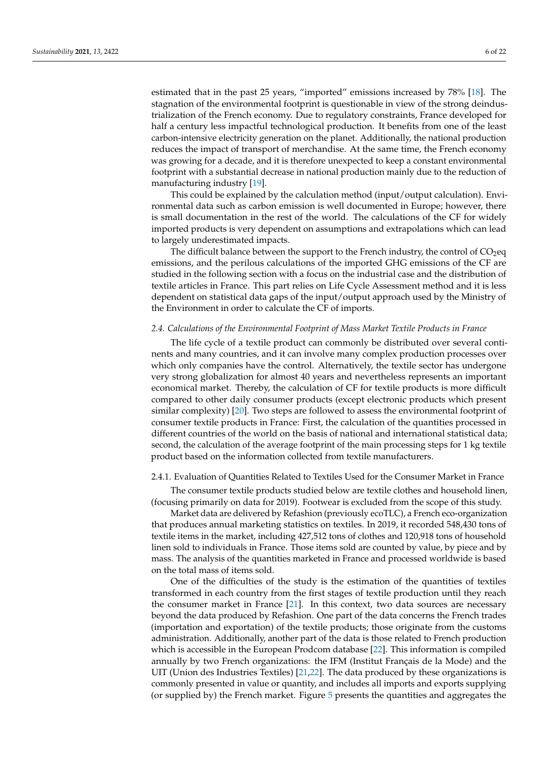estimated that in the past 25 years, "imported" emissions increased by 78% [18]. The stagnation of the environmental footprint is questionable in view of the strong deindustrialization of the French economy. Due to regulatory constraints, France developed for half a century less impactful technological production. It benefits from one of the least carbon-intensive electricity generation on the planet. Additionally, the national production reduces the impact of transport of merchandise. At the same time, the French economy was growing for a decade, and it is therefore unexpected to keep a constant environmental footprint with a substantial decrease in national production mainly due to the reduction of manufacturing industry [19].

This could be explained by the calculation method (input/output calculation). Environmental data such as carbon emission is well documented in Europe; however, there is small documentation in the rest of the world. The calculations of the CF for widely imported products is very dependent on assumptions and extrapolations which can lead to largely underestimated impacts.

The difficult balance between the support to the French industry, the control of $CO_2$eq emissions, and the perilous calculations of the imported GHG emissions of the CF are studied in the following section with a focus on the industrial case and the distribution of textile articles in France. This part relies on Life Cycle Assessment method and it is less dependent on statistical data gaps of the input/output approach used by the Ministry of the Environment in order to calculate the CF of imports.

### *2.4. Calculations of the Environmental Footprint of Mass Market Textile Products in France*

The life cycle of a textile product can commonly be distributed over several continents and many countries, and it can involve many complex production processes over which only companies have the control. Alternatively, the textile sector has undergone very strong globalization for almost 40 years and nevertheless represents an important economical market. Thereby, the calculation of CF for textile products is more difficult compared to other daily consumer products (except electronic products which present similar complexity) [20]. Two steps are followed to assess the environmental footprint of consumer textile products in France: First, the calculation of the quantities processed in different countries of the world on the basis of national and international statistical data; second, the calculation of the average footprint of the main processing steps for 1 kg textile product based on the information collected from textile manufacturers.

#### 2.4.1. Evaluation of Quantities Related to Textiles Used for the Consumer Market in France

The consumer textile products studied below are textile clothes and household linen, (focusing primarily on data for 2019). Footwear is excluded from the scope of this study.

Market data are delivered by Refashion (previously ecoTLC), a French eco-organization that produces annual marketing statistics on textiles. In 2019, it recorded 548,430 tons of textile items in the market, including 427,512 tons of clothes and 120,918 tons of household linen sold to individuals in France. Those items sold are counted by value, by piece and by mass. The analysis of the quantities marketed in France and processed worldwide is based on the total mass of items sold.

One of the difficulties of the study is the estimation of the quantities of textiles transformed in each country from the first stages of textile production until they reach the consumer market in France [21]. In this context, two data sources are necessary beyond the data produced by Refashion. One part of the data concerns the French trades (importation and exportation) of the textile products; those originate from the customs administration. Additionally, another part of the data is those related to French production which is accessible in the European Prodcom database [22]. This information is compiled annually by two French organizations: the IFM (Institut Français de la Mode) and the UIT (Union des Industries Textiles) [21,22]. The data produced by these organizations is commonly presented in value or quantity, and includes all imports and exports supplying (or supplied by) the French market. Figure 5 presents the quantities and aggregates the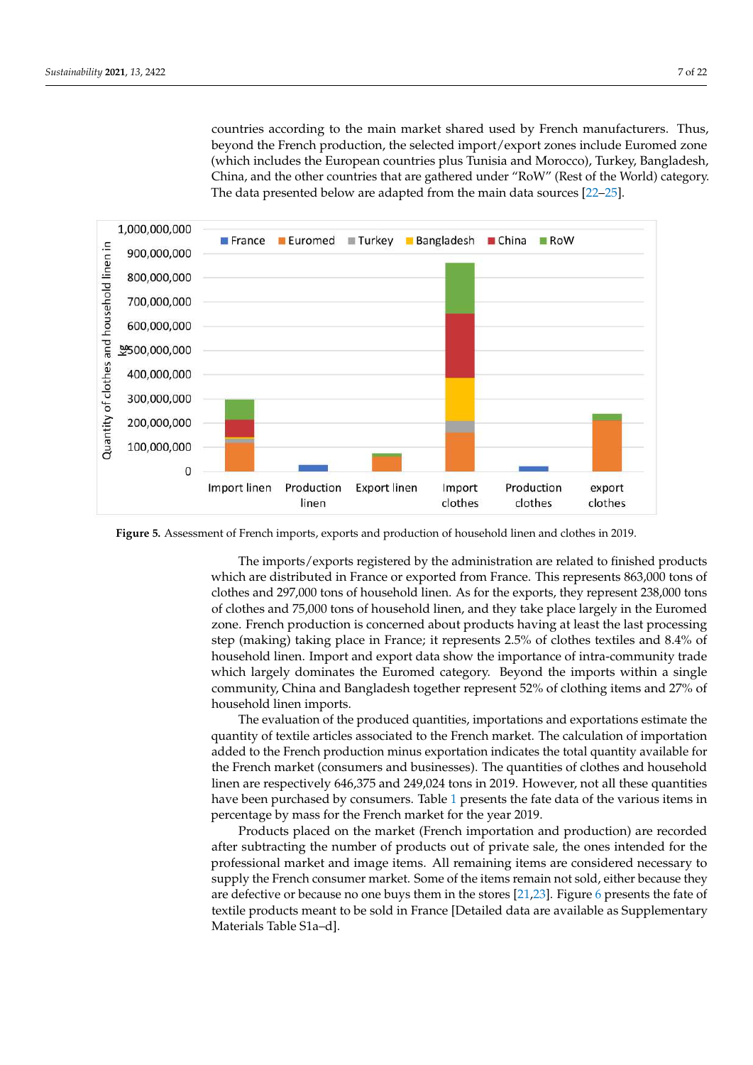countries according to the main market shared used by French manufacturers. Thus, beyond the French production, the selected import/export zones include Euromed zone (which includes the European countries plus Tunisia and Morocco), Turkey, Bangladesh, China, and the other countries that are gathered under "RoW" (Rest of the World) category. The data presented below are adapted from the main data sources [22–25].

**Figure 5.** Assessment of French imports, exports and production of household linen and clothes in 2019.

The imports/exports registered by the administration are related to finished products which are distributed in France or exported from France. This represents 863,000 tons of clothes and 297,000 tons of household linen. As for the exports, they represent 238,000 tons of clothes and 75,000 tons of household linen, and they take place largely in the Euromed zone. French production is concerned about products having at least the last processing step (making) taking place in France; it represents 2.5% of clothes textiles and 8.4% of household linen. Import and export data show the importance of intra-community trade which largely dominates the Euromed category. Beyond the imports within a single community, China and Bangladesh together represent 52% of clothing items and 27% of household linen imports.

The evaluation of the produced quantities, importations and exportations estimate the quantity of textile articles associated to the French market. The calculation of importation added to the French production minus exportation indicates the total quantity available for the French market (consumers and businesses). The quantities of clothes and household linen are respectively 646,375 and 249,024 tons in 2019. However, not all these quantities have been purchased by consumers. Table 1 presents the fate data of the various items in percentage by mass for the French market for the year 2019.

Products placed on the market (French importation and production) are recorded after subtracting the number of products out of private sale, the ones intended for the professional market and image items. All remaining items are considered necessary to supply the French consumer market. Some of the items remain not sold, either because they are defective or because no one buys them in the stores [21,23]. Figure 6 presents the fate of textile products meant to be sold in France [Detailed data are available as Supplementary Materials Table S1a–d].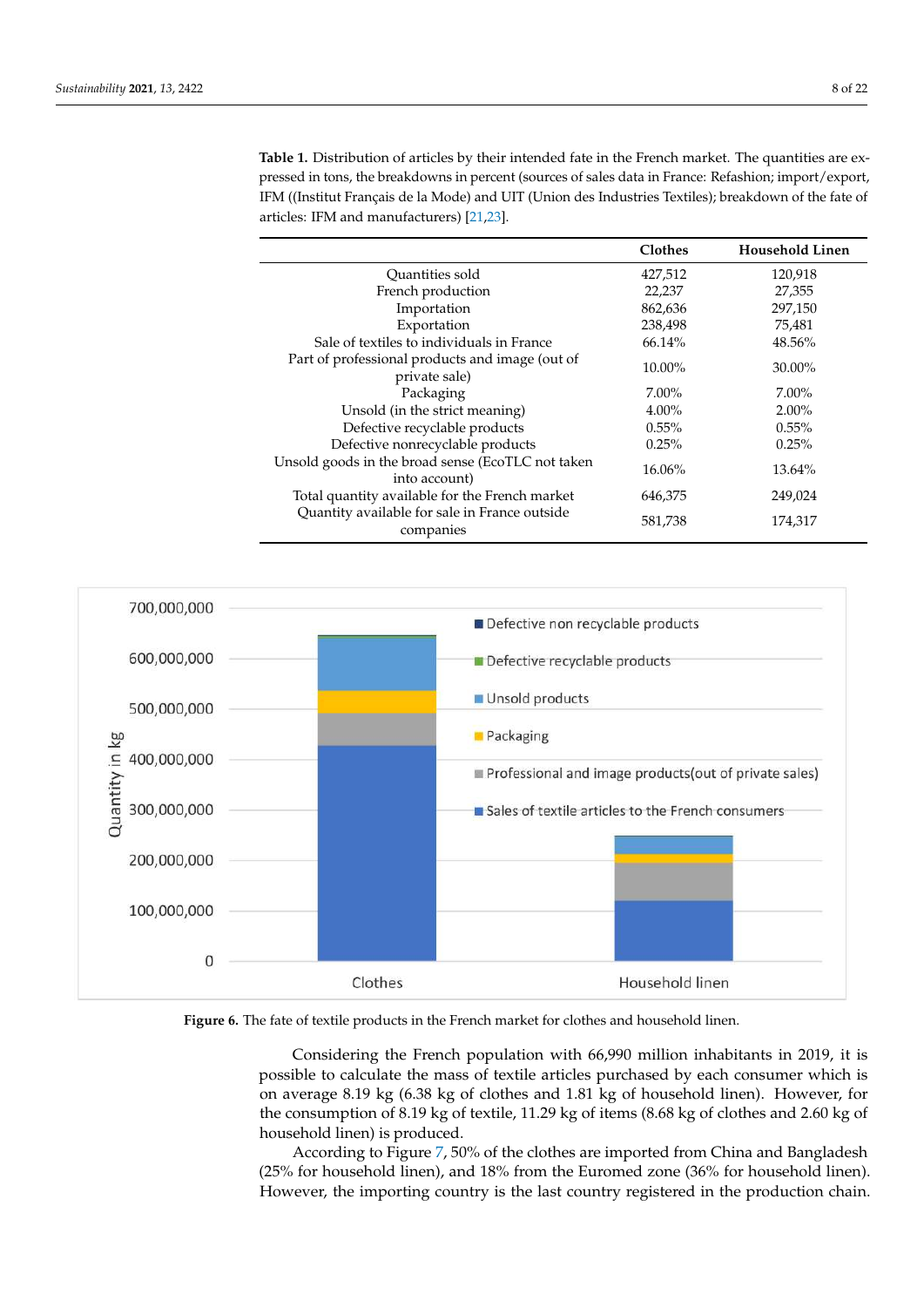**Table 1.** Distribution of articles by their intended fate in the French market. The quantities are expressed in tons, the breakdowns in percent (sources of sales data in France: Refashion; import/export, IFM ((Institut Français de la Mode) and UIT (Union des Industries Textiles); breakdown of the fate of articles: IFM and manufacturers) [21,23].

| | Clothes | Household Linen |
|---|---|---|
| Quantities sold | 427,512 | 120,918 |
| French production | 22,237 | 27,355 |
| Importation | 862,636 | 297,150 |
| Exportation | 238,498 | 75,481 |
| Sale of textiles to individuals in France | 66.14% | 48.56% |
| Part of professional products and image (out of private sale) | 10.00% | 30.00% |
| Packaging | 7.00% | 7.00% |
| Unsold (in the strict meaning) | 4.00% | 2.00% |
| Defective recyclable products | 0.55% | 0.55% |
| Defective nonrecyclable products | 0.25% | 0.25% |
| Unsold goods in the broad sense (EcoTLC not taken into account) | 16.06% | 13.64% |
| Total quantity available for the French market | 646,375 | 249,024 |
| Quantity available for sale in France outside companies | 581,738 | 174,317 |

**Figure 6.** The fate of textile products in the French market for clothes and household linen.

Considering the French population with 66,990 million inhabitants in 2019, it is possible to calculate the mass of textile articles purchased by each consumer which is on average 8.19 kg (6.38 kg of clothes and 1.81 kg of household linen). However, for the consumption of 8.19 kg of textile, 11.29 kg of items (8.68 kg of clothes and 2.60 kg of household linen) is produced.

According to Figure 7, 50% of the clothes are imported from China and Bangladesh (25% for household linen), and 18% from the Euromed zone (36% for household linen). However, the importing country is the last country registered in the production chain.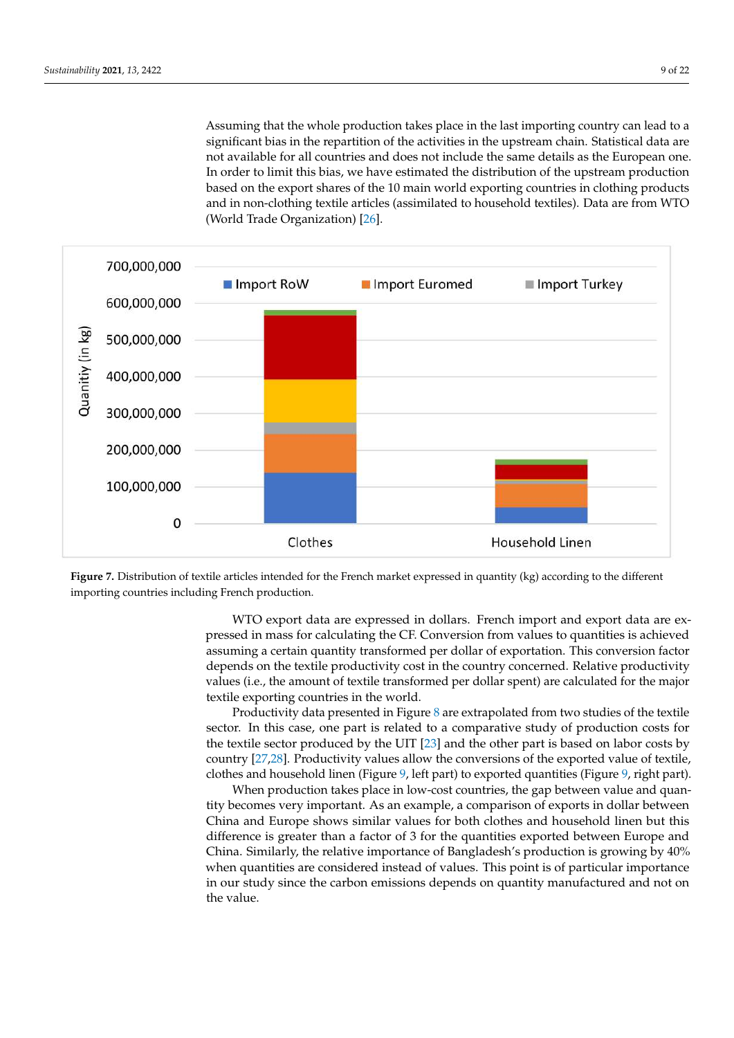Assuming that the whole production takes place in the last importing country can lead to a significant bias in the repartition of the activities in the upstream chain. Statistical data are not available for all countries and does not include the same details as the European one. In order to limit this bias, we have estimated the distribution of the upstream production based on the export shares of the 10 main world exporting countries in clothing products and in non-clothing textile articles (assimilated to household textiles). Data are from WTO (World Trade Organization) [26].

**Figure 7.** Distribution of textile articles intended for the French market expressed in quantity (kg) according to the different importing countries including French production.

WTO export data are expressed in dollars. French import and export data are expressed in mass for calculating the CF. Conversion from values to quantities is achieved assuming a certain quantity transformed per dollar of exportation. This conversion factor depends on the textile productivity cost in the country concerned. Relative productivity values (i.e., the amount of textile transformed per dollar spent) are calculated for the major textile exporting countries in the world.

Productivity data presented in Figure 8 are extrapolated from two studies of the textile sector. In this case, one part is related to a comparative study of production costs for the textile sector produced by the UIT [23] and the other part is based on labor costs by country [27,28]. Productivity values allow the conversions of the exported value of textile, clothes and household linen (Figure 9, left part) to exported quantities (Figure 9, right part).

When production takes place in low-cost countries, the gap between value and quantity becomes very important. As an example, a comparison of exports in dollar between China and Europe shows similar values for both clothes and household linen but this difference is greater than a factor of 3 for the quantities exported between Europe and China. Similarly, the relative importance of Bangladesh's production is growing by 40% when quantities are considered instead of values. This point is of particular importance in our study since the carbon emissions depends on quantity manufactured and not on the value.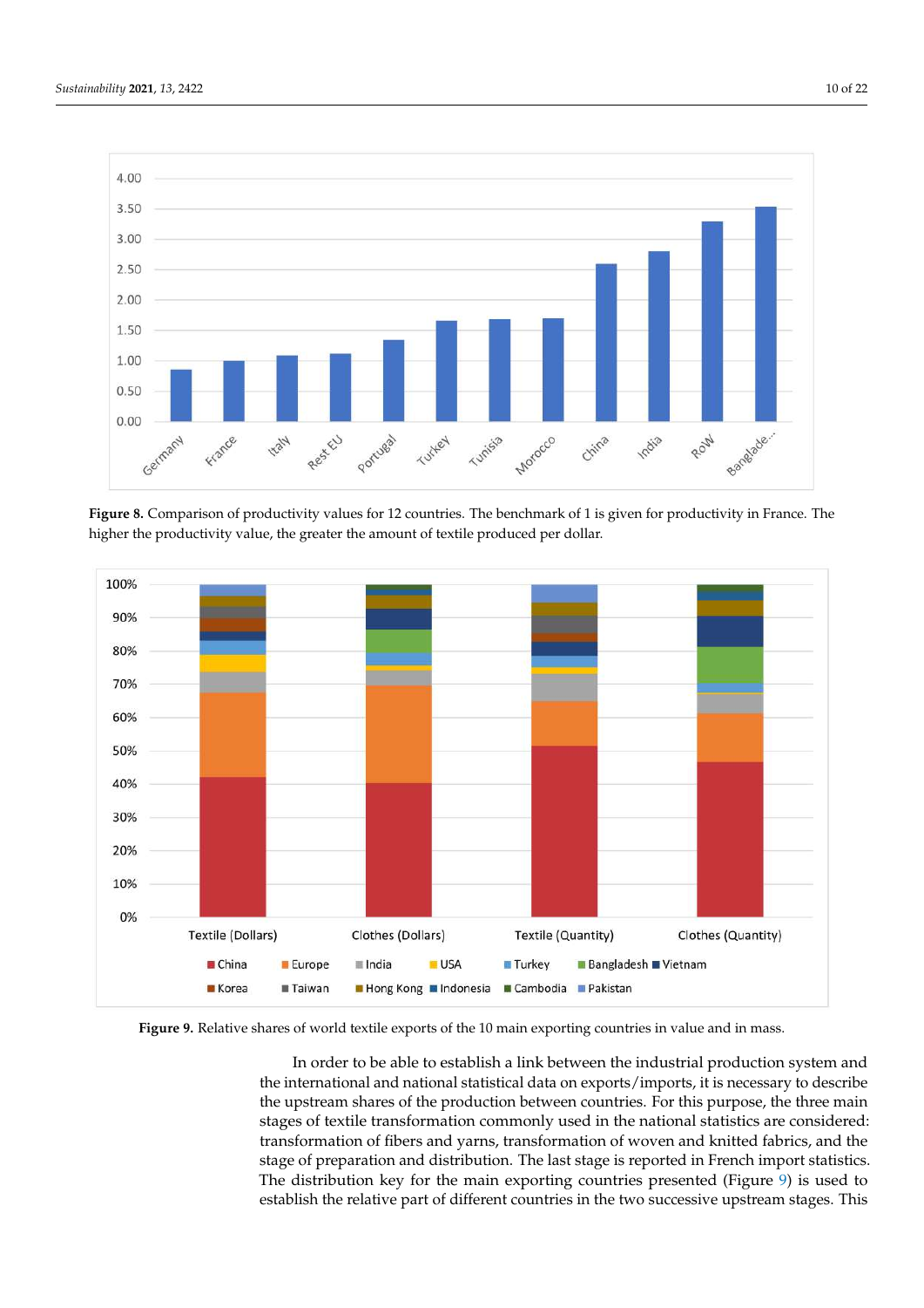**Figure 8.** Comparison of productivity values for 12 countries. The benchmark of 1 is given for productivity in France. The higher the productivity value, the greater the amount of textile produced per dollar.

**Figure 9.** Relative shares of world textile exports of the 10 main exporting countries in value and in mass.

In order to be able to establish a link between the industrial production system and the international and national statistical data on exports/imports, it is necessary to describe the upstream shares of the production between countries. For this purpose, the three main stages of textile transformation commonly used in the national statistics are considered: transformation of fibers and yarns, transformation of woven and knitted fabrics, and the stage of preparation and distribution. The last stage is reported in French import statistics. The distribution key for the main exporting countries presented (Figure 9) is used to establish the relative part of different countries in the two successive upstream stages. This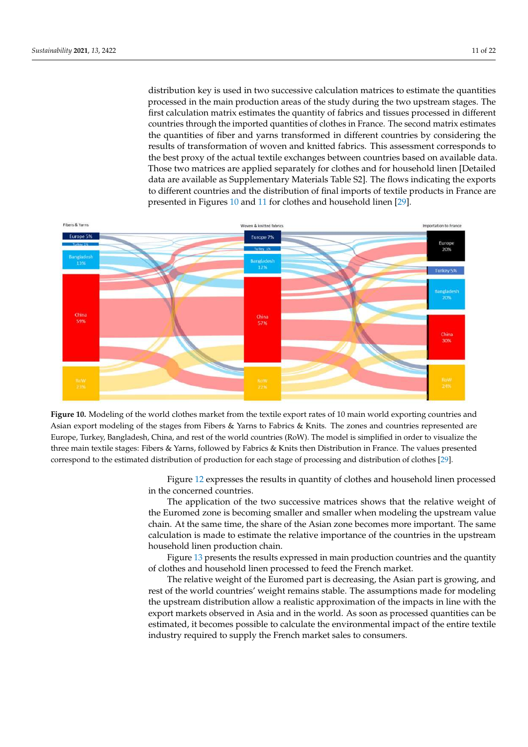distribution key is used in two successive calculation matrices to estimate the quantities processed in the main production areas of the study during the two upstream stages. The first calculation matrix estimates the quantity of fabrics and tissues processed in different countries through the imported quantities of clothes in France. The second matrix estimates the quantities of fiber and yarns transformed in different countries by considering the results of transformation of woven and knitted fabrics. This assessment corresponds to the best proxy of the actual textile exchanges between countries based on available data. Those two matrices are applied separately for clothes and for household linen [Detailed data are available as Supplementary Materials Table S2]. The flows indicating the exports to different countries and the distribution of final imports of textile products in France are presented in Figures 10 and 11 for clothes and household linen [29].

**Figure 10.** Modeling of the world clothes market from the textile export rates of 10 main world exporting countries and Asian export modeling of the stages from Fibers & Yarns to Fabrics & Knits. The zones and countries represented are Europe, Turkey, Bangladesh, China, and rest of the world countries (RoW). The model is simplified in order to visualize the three main textile stages: Fibers & Yarns, followed by Fabrics & Knits then Distribution in France. The values presented correspond to the estimated distribution of production for each stage of processing and distribution of clothes [29].

Figure 12 expresses the results in quantity of clothes and household linen processed in the concerned countries.

The application of the two successive matrices shows that the relative weight of the Euromed zone is becoming smaller and smaller when modeling the upstream value chain. At the same time, the share of the Asian zone becomes more important. The same calculation is made to estimate the relative importance of the countries in the upstream household linen production chain.

Figure 13 presents the results expressed in main production countries and the quantity of clothes and household linen processed to feed the French market.

The relative weight of the Euromed part is decreasing, the Asian part is growing, and rest of the world countries' weight remains stable. The assumptions made for modeling the upstream distribution allow a realistic approximation of the impacts in line with the export markets observed in Asia and in the world. As soon as processed quantities can be estimated, it becomes possible to calculate the environmental impact of the entire textile industry required to supply the French market sales to consumers.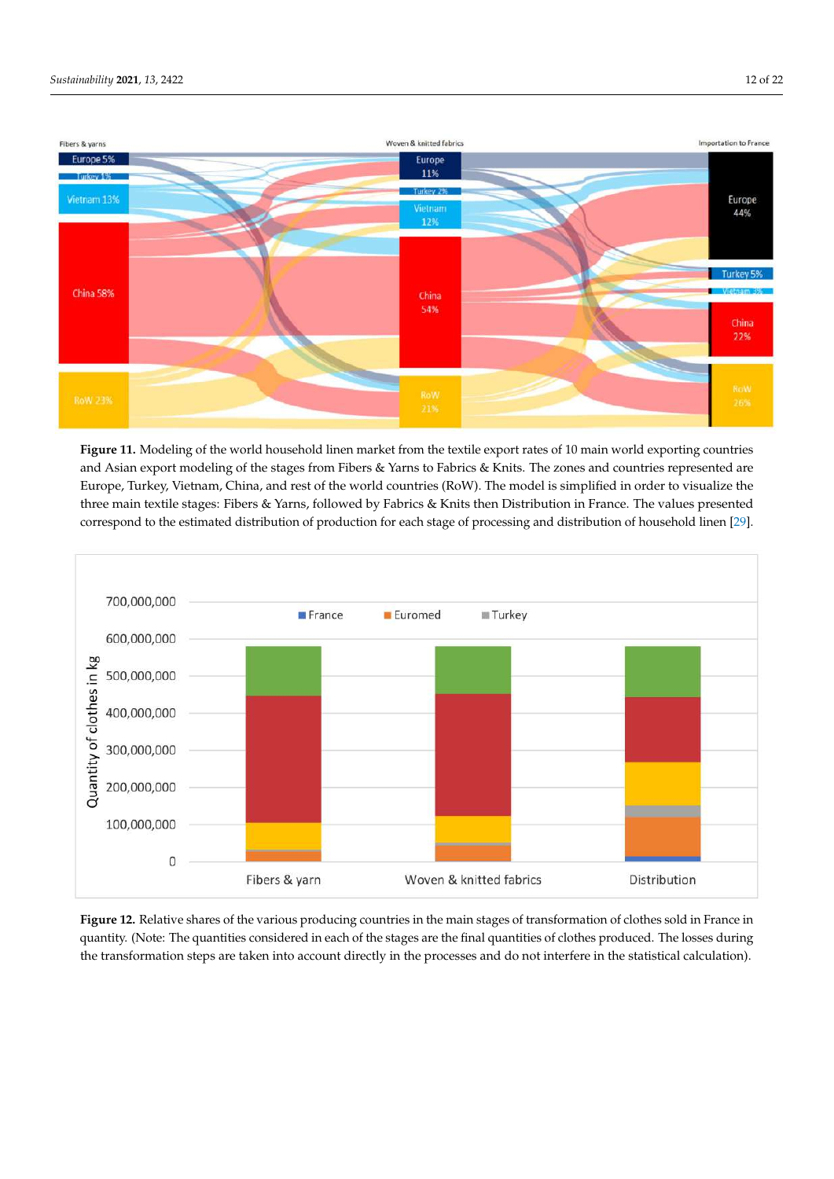**Figure 11.** Modeling of the world household linen market from the textile export rates of 10 main world exporting countries and Asian export modeling of the stages from Fibers & Yarns to Fabrics & Knits. The zones and countries represented are Europe, Turkey, Vietnam, China, and rest of the world countries (RoW). The model is simplified in order to visualize the three main textile stages: Fibers & Yarns, followed by Fabrics & Knits then Distribution in France. The values presented correspond to the estimated distribution of production for each stage of processing and distribution of household linen [29].

**Figure 12.** Relative shares of the various producing countries in the main stages of transformation of clothes sold in France in quantity. (Note: The quantities considered in each of the stages are the final quantities of clothes produced. The losses during the transformation steps are taken into account directly in the processes and do not interfere in the statistical calculation).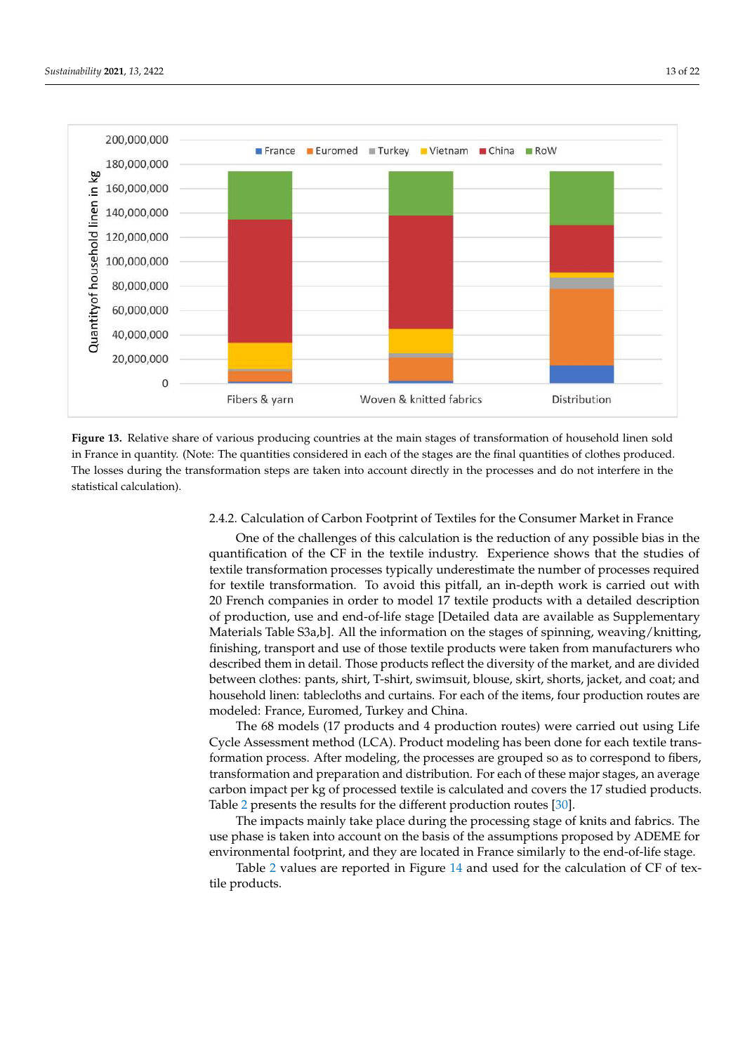**Figure 13.** Relative share of various producing countries at the main stages of transformation of household linen sold in France in quantity. (Note: The quantities considered in each of the stages are the final quantities of clothes produced. The losses during the transformation steps are taken into account directly in the processes and do not interfere in the statistical calculation).

### 2.4.2. Calculation of Carbon Footprint of Textiles for the Consumer Market in France

One of the challenges of this calculation is the reduction of any possible bias in the quantification of the CF in the textile industry. Experience shows that the studies of textile transformation processes typically underestimate the number of processes required for textile transformation. To avoid this pitfall, an in-depth work is carried out with 20 French companies in order to model 17 textile products with a detailed description of production, use and end-of-life stage [Detailed data are available as Supplementary Materials Table S3a,b]. All the information on the stages of spinning, weaving/knitting, finishing, transport and use of those textile products were taken from manufacturers who described them in detail. Those products reflect the diversity of the market, and are divided between clothes: pants, shirt, T-shirt, swimsuit, blouse, skirt, shorts, jacket, and coat; and household linen: tablecloths and curtains. For each of the items, four production routes are modeled: France, Euromed, Turkey and China.

The 68 models (17 products and 4 production routes) were carried out using Life Cycle Assessment method (LCA). Product modeling has been done for each textile transformation process. After modeling, the processes are grouped so as to correspond to fibers, transformation and preparation and distribution. For each of these major stages, an average carbon impact per kg of processed textile is calculated and covers the 17 studied products. Table 2 presents the results for the different production routes [30].

The impacts mainly take place during the processing stage of knits and fabrics. The use phase is taken into account on the basis of the assumptions proposed by ADEME for environmental footprint, and they are located in France similarly to the end-of-life stage.

Table 2 values are reported in Figure 14 and used for the calculation of CF of textile products.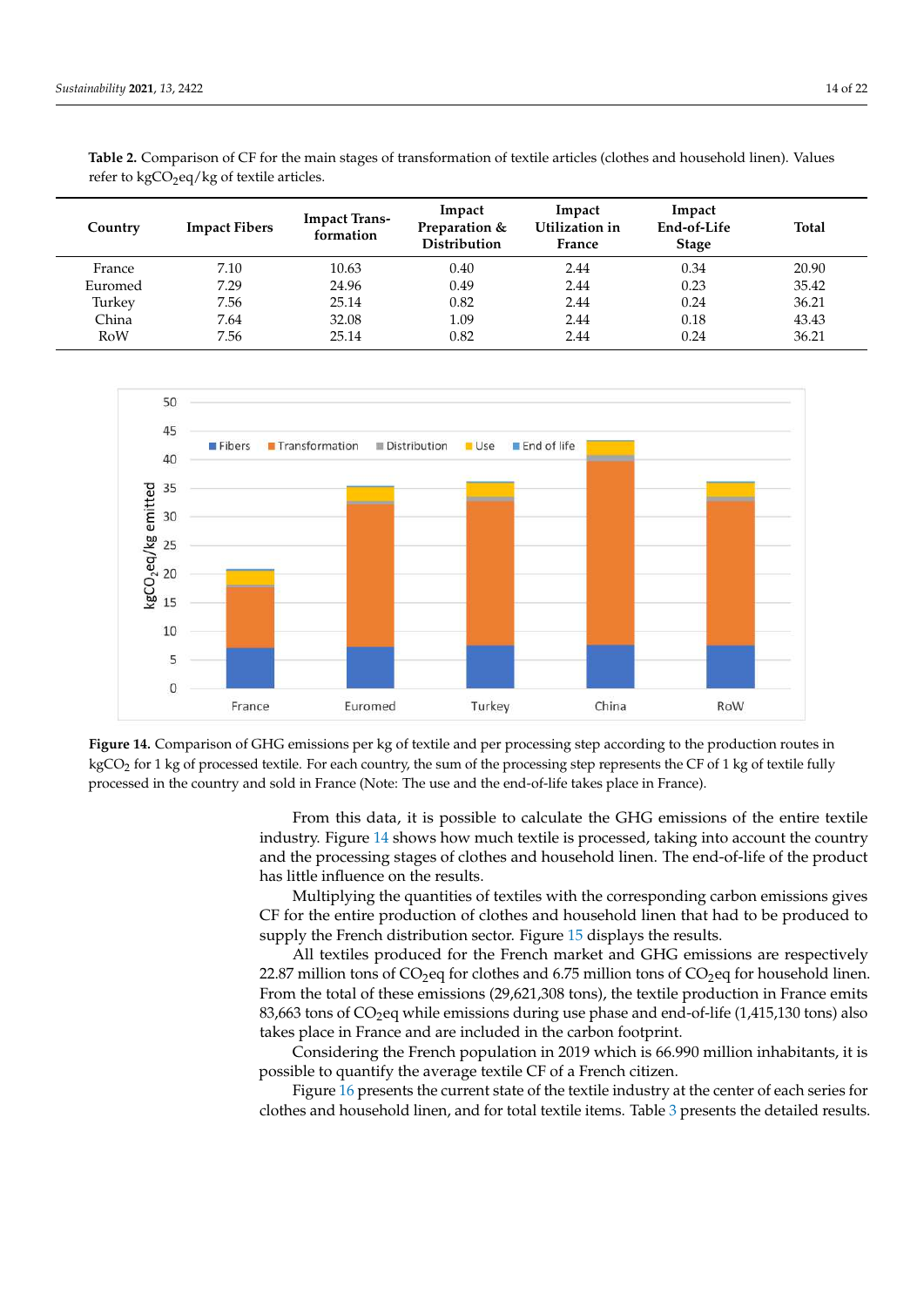**Table 2.** Comparison of CF for the main stages of transformation of textile articles (clothes and household linen). Values refer to $kgCO_2eq/kg$ of textile articles.

| Country | Impact Fibers | Impact Transformation | Impact Preparation & Distribution | Impact Utilization in France | Impact End-of-Life Stage | Total |
|---|---|---|---|---|---|---|
| France | 7.10 | 10.63 | 0.40 | 2.44 | 0.34 | 20.90 |
| Euromed | 7.29 | 24.96 | 0.49 | 2.44 | 0.23 | 35.42 |
| Turkey | 7.56 | 25.14 | 0.82 | 2.44 | 0.24 | 36.21 |
| China | 7.64 | 32.08 | 1.09 | 2.44 | 0.18 | 43.43 |
| RoW | 7.56 | 25.14 | 0.82 | 2.44 | 0.24 | 36.21 |

**Figure 14.** Comparison of GHG emissions per kg of textile and per processing step according to the production routes in $kgCO_2$ for 1 kg of processed textile. For each country, the sum of the processing step represents the CF of 1 kg of textile fully processed in the country and sold in France (Note: The use and the end-of-life takes place in France).

From this data, it is possible to calculate the GHG emissions of the entire textile industry. Figure 14 shows how much textile is processed, taking into account the country and the processing stages of clothes and household linen. The end-of-life of the product has little influence on the results.

Multiplying the quantities of textiles with the corresponding carbon emissions gives CF for the entire production of clothes and household linen that had to be produced to supply the French distribution sector. Figure 15 displays the results.

All textiles produced for the French market and GHG emissions are respectively 22.87 million tons of $CO_2eq$ for clothes and 6.75 million tons of $CO_2eq$ for household linen. From the total of these emissions (29,621,308 tons), the textile production in France emits 83,663 tons of $CO_2eq$ while emissions during use phase and end-of-life (1,415,130 tons) also takes place in France and are included in the carbon footprint.

Considering the French population in 2019 which is 66.990 million inhabitants, it is possible to quantify the average textile CF of a French citizen.

Figure 16 presents the current state of the textile industry at the center of each series for clothes and household linen, and for total textile items. Table 3 presents the detailed results.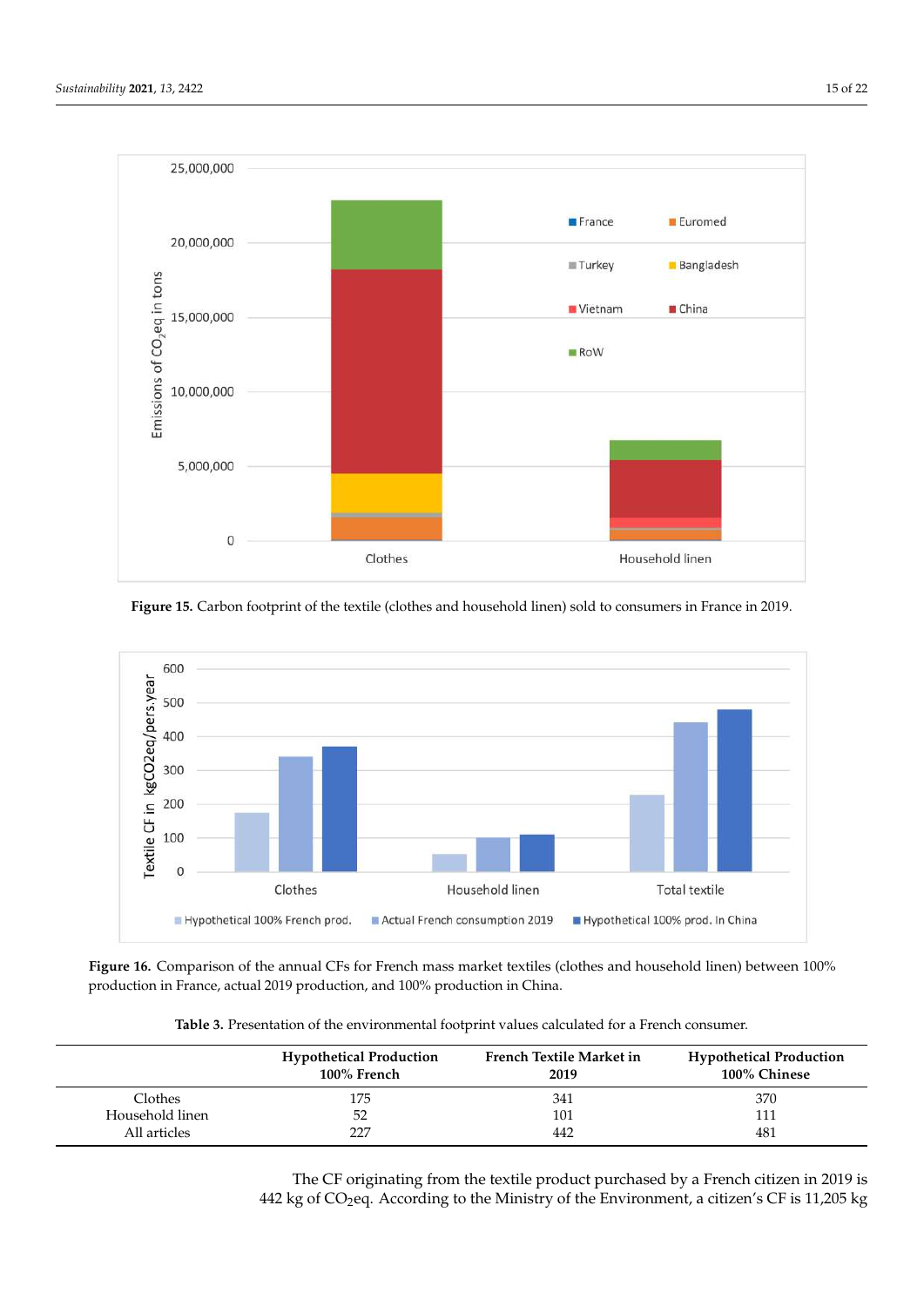**Figure 15.** Carbon footprint of the textile (clothes and household linen) sold to consumers in France in 2019.

**Figure 16.** Comparison of the annual CFs for French mass market textiles (clothes and household linen) between 100% production in France, actual 2019 production, and 100% production in China.

**Table 3.** Presentation of the environmental footprint values calculated for a French consumer.

| | Hypothetical Production 100% French | French Textile Market in 2019 | Hypothetical Production 100% Chinese |
|---|---|---|---|
| Clothes | 175 | 341 | 370 |
| Household linen | 52 | 101 | 111 |
| All articles | 227 | 442 | 481 |

The CF originating from the textile product purchased by a French citizen in 2019 is 442 kg of $CO_2$eq. According to the Ministry of the Environment, a citizen's CF is 11,205 kg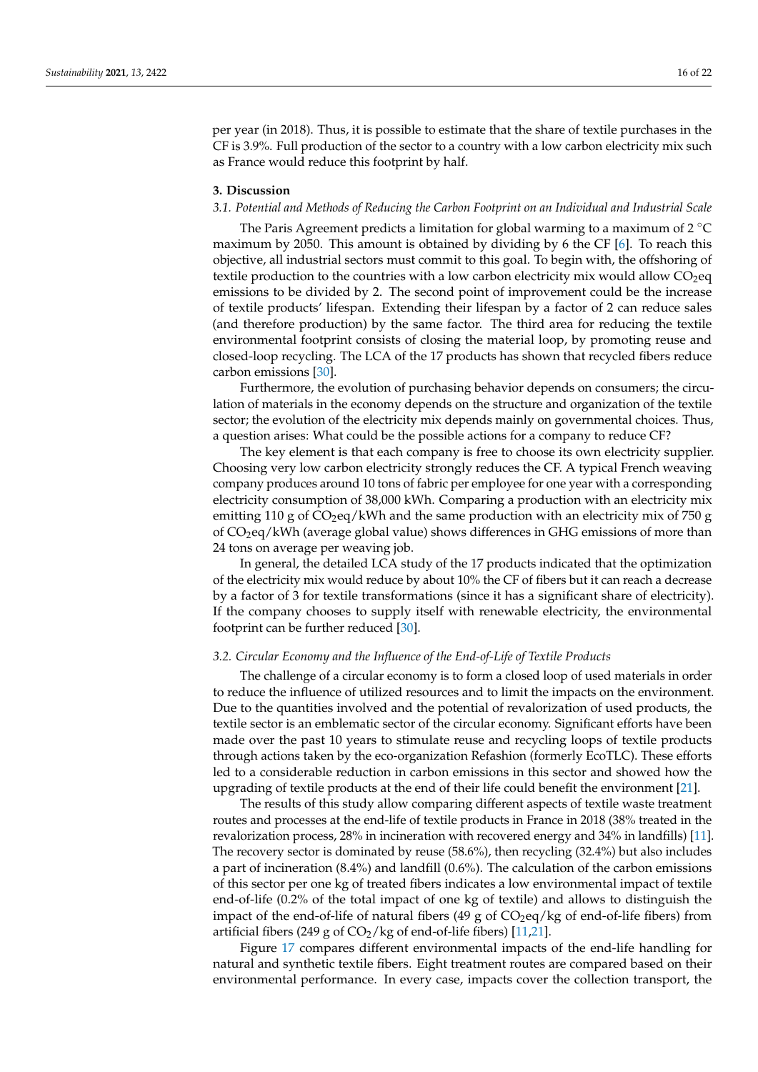per year (in 2018). Thus, it is possible to estimate that the share of textile purchases in the CF is 3.9%. Full production of the sector to a country with a low carbon electricity mix such as France would reduce this footprint by half.

## 3. Discussion

### *3.1. Potential and Methods of Reducing the Carbon Footprint on an Individual and Industrial Scale*

The Paris Agreement predicts a limitation for global warming to a maximum of 2 °C maximum by 2050. This amount is obtained by dividing by 6 the CF [6]. To reach this objective, all industrial sectors must commit to this goal. To begin with, the offshoring of textile production to the countries with a low carbon electricity mix would allow $CO_2$eq emissions to be divided by 2. The second point of improvement could be the increase of textile products' lifespan. Extending their lifespan by a factor of 2 can reduce sales (and therefore production) by the same factor. The third area for reducing the textile environmental footprint consists of closing the material loop, by promoting reuse and closed-loop recycling. The LCA of the 17 products has shown that recycled fibers reduce carbon emissions [30].

Furthermore, the evolution of purchasing behavior depends on consumers; the circulation of materials in the economy depends on the structure and organization of the textile sector; the evolution of the electricity mix depends mainly on governmental choices. Thus, a question arises: What could be the possible actions for a company to reduce CF?

The key element is that each company is free to choose its own electricity supplier. Choosing very low carbon electricity strongly reduces the CF. A typical French weaving company produces around 10 tons of fabric per employee for one year with a corresponding electricity consumption of 38,000 kWh. Comparing a production with an electricity mix emitting 110 g of $CO_2$eq/kWh and the same production with an electricity mix of 750 g of $CO_2$eq/kWh (average global value) shows differences in GHG emissions of more than 24 tons on average per weaving job.

In general, the detailed LCA study of the 17 products indicated that the optimization of the electricity mix would reduce by about 10% the CF of fibers but it can reach a decrease by a factor of 3 for textile transformations (since it has a significant share of electricity). If the company chooses to supply itself with renewable electricity, the environmental footprint can be further reduced [30].

### *3.2. Circular Economy and the Influence of the End-of-Life of Textile Products*

The challenge of a circular economy is to form a closed loop of used materials in order to reduce the influence of utilized resources and to limit the impacts on the environment. Due to the quantities involved and the potential of revalorization of used products, the textile sector is an emblematic sector of the circular economy. Significant efforts have been made over the past 10 years to stimulate reuse and recycling loops of textile products through actions taken by the eco-organization Refashion (formerly EcoTLC). These efforts led to a considerable reduction in carbon emissions in this sector and showed how the upgrading of textile products at the end of their life could benefit the environment [21].

The results of this study allow comparing different aspects of textile waste treatment routes and processes at the end-life of textile products in France in 2018 (38% treated in the revalorization process, 28% in incineration with recovered energy and 34% in landfills) [11]. The recovery sector is dominated by reuse (58.6%), then recycling (32.4%) but also includes a part of incineration (8.4%) and landfill (0.6%). The calculation of the carbon emissions of this sector per one kg of treated fibers indicates a low environmental impact of textile end-of-life (0.2% of the total impact of one kg of textile) and allows to distinguish the impact of the end-of-life of natural fibers (49 g of $CO_2$eq/kg of end-of-life fibers) from artificial fibers (249 g of $CO_2$/kg of end-of-life fibers) [11,21].

Figure 17 compares different environmental impacts of the end-life handling for natural and synthetic textile fibers. Eight treatment routes are compared based on their environmental performance. In every case, impacts cover the collection transport, the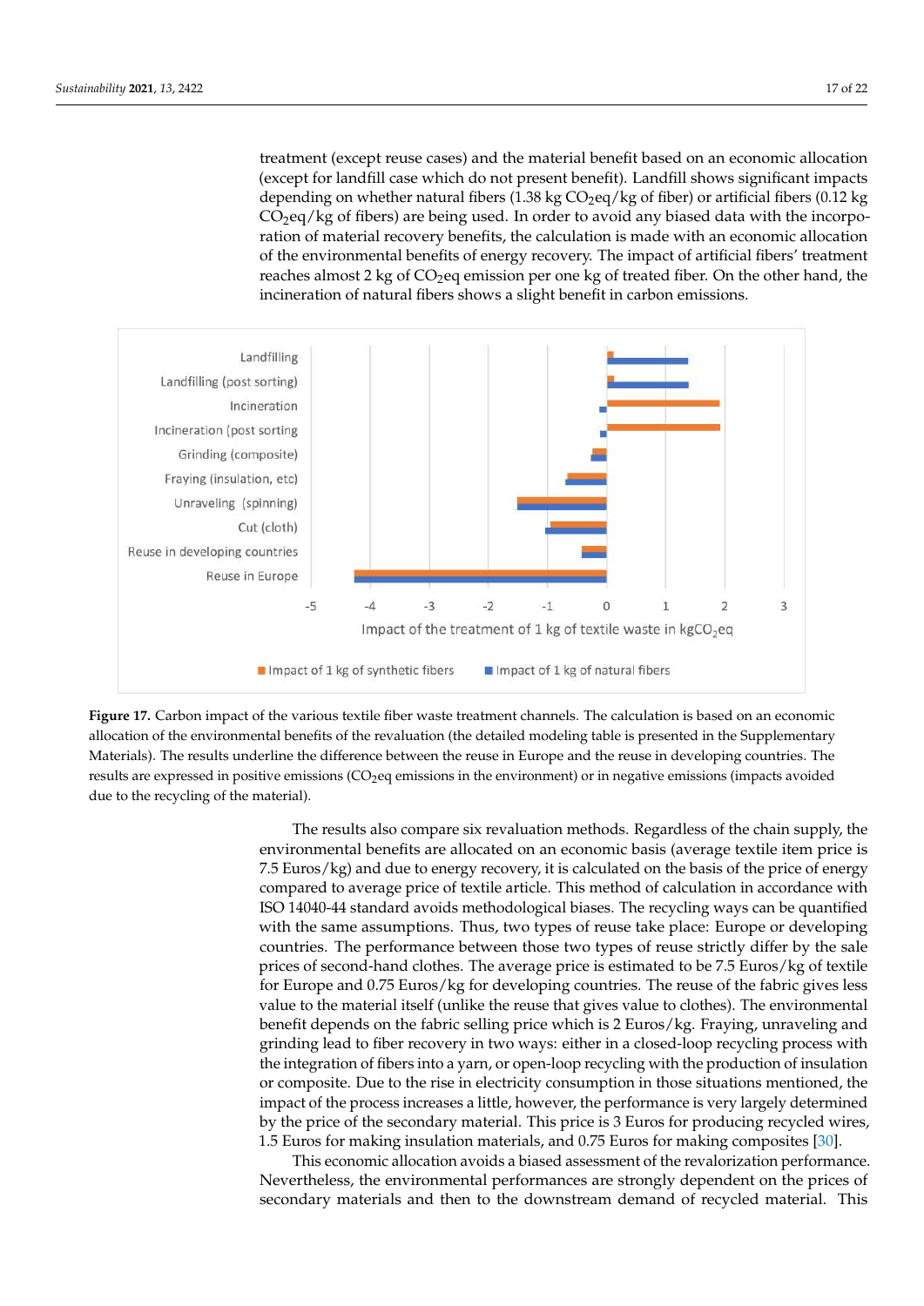treatment (except reuse cases) and the material benefit based on an economic allocation (except for landfill case which do not present benefit). Landfill shows significant impacts depending on whether natural fibers (1.38 kg $CO_2$eq/kg of fiber) or artificial fibers (0.12 kg $CO_2$eq/kg of fibers) are being used. In order to avoid any biased data with the incorporation of material recovery benefits, the calculation is made with an economic allocation of the environmental benefits of energy recovery. The impact of artificial fibers' treatment reaches almost 2 kg of $CO_2$eq emission per one kg of treated fiber. On the other hand, the incineration of natural fibers shows a slight benefit in carbon emissions.

**Figure 17.** Carbon impact of the various textile fiber waste treatment channels. The calculation is based on an economic allocation of the environmental benefits of the revaluation (the detailed modeling table is presented in the Supplementary Materials). The results underline the difference between the reuse in Europe and the reuse in developing countries. The results are expressed in positive emissions ($CO_2$eq emissions in the environment) or in negative emissions (impacts avoided due to the recycling of the material).

The results also compare six revaluation methods. Regardless of the chain supply, the environmental benefits are allocated on an economic basis (average textile item price is 7.5 Euros/kg) and due to energy recovery, it is calculated on the basis of the price of energy compared to average price of textile article. This method of calculation in accordance with ISO 14040-44 standard avoids methodological biases. The recycling ways can be quantified with the same assumptions. Thus, two types of reuse take place: Europe or developing countries. The performance between those two types of reuse strictly differ by the sale prices of second-hand clothes. The average price is estimated to be 7.5 Euros/kg of textile for Europe and 0.75 Euros/kg for developing countries. The reuse of the fabric gives less value to the material itself (unlike the reuse that gives value to clothes). The environmental benefit depends on the fabric selling price which is 2 Euros/kg. Fraying, unraveling and grinding lead to fiber recovery in two ways: either in a closed-loop recycling process with the integration of fibers into a yarn, or open-loop recycling with the production of insulation or composite. Due to the rise in electricity consumption in those situations mentioned, the impact of the process increases a little, however, the performance is very largely determined by the price of the secondary material. This price is 3 Euros for producing recycled wires, 1.5 Euros for making insulation materials, and 0.75 Euros for making composites [30].

This economic allocation avoids a biased assessment of the revalorization performance. Nevertheless, the environmental performances are strongly dependent on the prices of secondary materials and then to the downstream demand of recycled material. This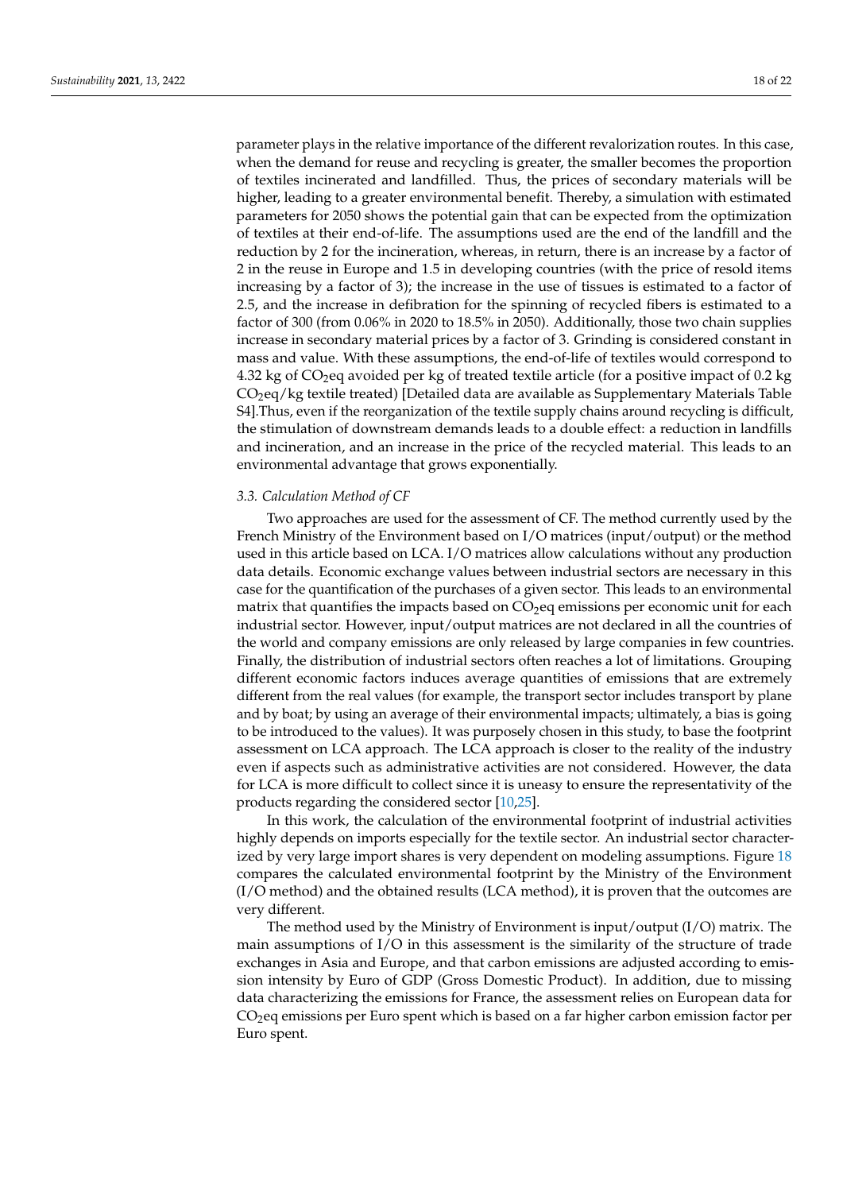parameter plays in the relative importance of the different revalorization routes. In this case, when the demand for reuse and recycling is greater, the smaller becomes the proportion of textiles incinerated and landfilled. Thus, the prices of secondary materials will be higher, leading to a greater environmental benefit. Thereby, a simulation with estimated parameters for 2050 shows the potential gain that can be expected from the optimization of textiles at their end-of-life. The assumptions used are the end of the landfill and the reduction by 2 for the incineration, whereas, in return, there is an increase by a factor of 2 in the reuse in Europe and 1.5 in developing countries (with the price of resold items increasing by a factor of 3); the increase in the use of tissues is estimated to a factor of 2.5, and the increase in defibration for the spinning of recycled fibers is estimated to a factor of 300 (from 0.06% in 2020 to 18.5% in 2050). Additionally, those two chain supplies increase in secondary material prices by a factor of 3. Grinding is considered constant in mass and value. With these assumptions, the end-of-life of textiles would correspond to 4.32 kg of $CO_2$eq avoided per kg of treated textile article (for a positive impact of 0.2 kg $CO_2$eq/kg textile treated) [Detailed data are available as Supplementary Materials Table S4].Thus, even if the reorganization of the textile supply chains around recycling is difficult, the stimulation of downstream demands leads to a double effect: a reduction in landfills and incineration, and an increase in the price of the recycled material. This leads to an environmental advantage that grows exponentially.

### *3.3. Calculation Method of CF*

Two approaches are used for the assessment of CF. The method currently used by the French Ministry of the Environment based on I/O matrices (input/output) or the method used in this article based on LCA. I/O matrices allow calculations without any production data details. Economic exchange values between industrial sectors are necessary in this case for the quantification of the purchases of a given sector. This leads to an environmental matrix that quantifies the impacts based on $CO_2$eq emissions per economic unit for each industrial sector. However, input/output matrices are not declared in all the countries of the world and company emissions are only released by large companies in few countries. Finally, the distribution of industrial sectors often reaches a lot of limitations. Grouping different economic factors induces average quantities of emissions that are extremely different from the real values (for example, the transport sector includes transport by plane and by boat; by using an average of their environmental impacts; ultimately, a bias is going to be introduced to the values). It was purposely chosen in this study, to base the footprint assessment on LCA approach. The LCA approach is closer to the reality of the industry even if aspects such as administrative activities are not considered. However, the data for LCA is more difficult to collect since it is uneasy to ensure the representativity of the products regarding the considered sector [10,25].

In this work, the calculation of the environmental footprint of industrial activities highly depends on imports especially for the textile sector. An industrial sector characterized by very large import shares is very dependent on modeling assumptions. Figure 18 compares the calculated environmental footprint by the Ministry of the Environment (I/O method) and the obtained results (LCA method), it is proven that the outcomes are very different.

The method used by the Ministry of Environment is input/output (I/O) matrix. The main assumptions of I/O in this assessment is the similarity of the structure of trade exchanges in Asia and Europe, and that carbon emissions are adjusted according to emission intensity by Euro of GDP (Gross Domestic Product). In addition, due to missing data characterizing the emissions for France, the assessment relies on European data for $CO_2$eq emissions per Euro spent which is based on a far higher carbon emission factor per Euro spent.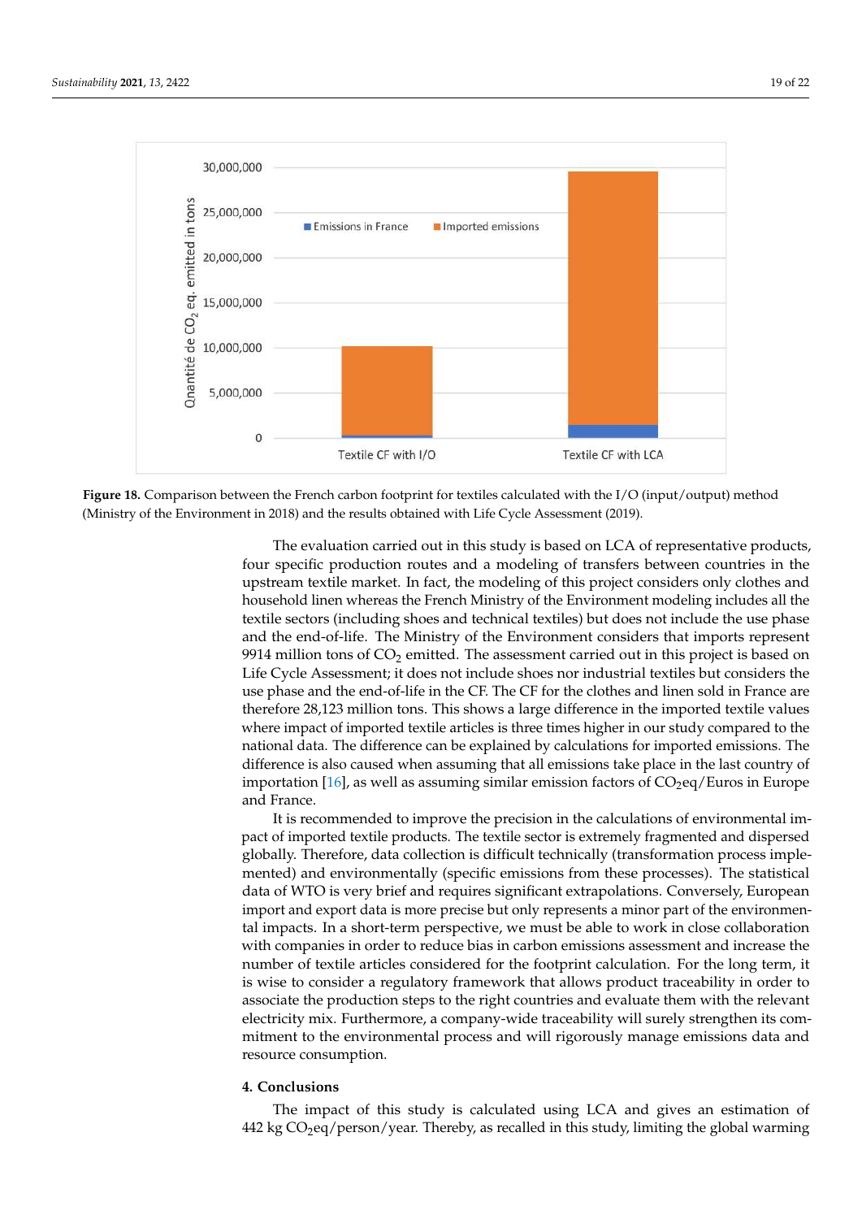**Figure 18.** Comparison between the French carbon footprint for textiles calculated with the I/O (input/output) method (Ministry of the Environment in 2018) and the results obtained with Life Cycle Assessment (2019).

The evaluation carried out in this study is based on LCA of representative products, four specific production routes and a modeling of transfers between countries in the upstream textile market. In fact, the modeling of this project considers only clothes and household linen whereas the French Ministry of the Environment modeling includes all the textile sectors (including shoes and technical textiles) but does not include the use phase and the end-of-life. The Ministry of the Environment considers that imports represent 9914 million tons of $CO_2$ emitted. The assessment carried out in this project is based on Life Cycle Assessment; it does not include shoes nor industrial textiles but considers the use phase and the end-of-life in the CF. The CF for the clothes and linen sold in France are therefore 28,123 million tons. This shows a large difference in the imported textile values where impact of imported textile articles is three times higher in our study compared to the national data. The difference can be explained by calculations for imported emissions. The difference is also caused when assuming that all emissions take place in the last country of importation [16], as well as assuming similar emission factors of $CO_2$eq/Euros in Europe and France.

It is recommended to improve the precision in the calculations of environmental impact of imported textile products. The textile sector is extremely fragmented and dispersed globally. Therefore, data collection is difficult technically (transformation process implemented) and environmentally (specific emissions from these processes). The statistical data of WTO is very brief and requires significant extrapolations. Conversely, European import and export data is more precise but only represents a minor part of the environmental impacts. In a short-term perspective, we must be able to work in close collaboration with companies in order to reduce bias in carbon emissions assessment and increase the number of textile articles considered for the footprint calculation. For the long term, it is wise to consider a regulatory framework that allows product traceability in order to associate the production steps to the right countries and evaluate them with the relevant electricity mix. Furthermore, a company-wide traceability will surely strengthen its commitment to the environmental process and will rigorously manage emissions data and resource consumption.

## 4. Conclusions

The impact of this study is calculated using LCA and gives an estimation of 442 kg $CO_2$eq/person/year. Thereby, as recalled in this study, limiting the global warming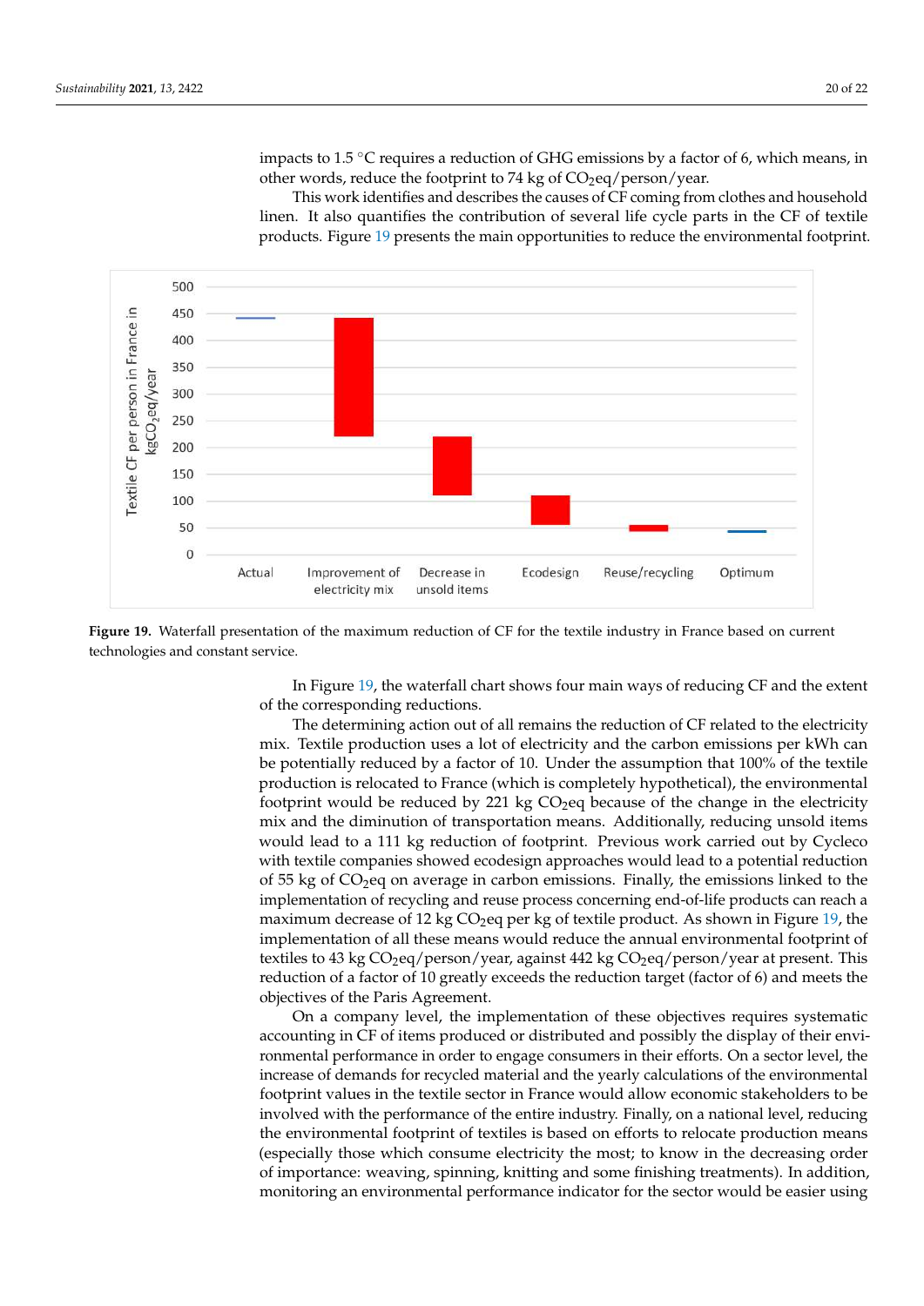impacts to 1.5 °C requires a reduction of GHG emissions by a factor of 6, which means, in other words, reduce the footprint to 74 kg of $CO_2$eq/person/year.

This work identifies and describes the causes of CF coming from clothes and household linen. It also quantifies the contribution of several life cycle parts in the CF of textile products. Figure 19 presents the main opportunities to reduce the environmental footprint.

**Figure 19.** Waterfall presentation of the maximum reduction of CF for the textile industry in France based on current technologies and constant service.

In Figure 19, the waterfall chart shows four main ways of reducing CF and the extent of the corresponding reductions.

The determining action out of all remains the reduction of CF related to the electricity mix. Textile production uses a lot of electricity and the carbon emissions per kWh can be potentially reduced by a factor of 10. Under the assumption that 100% of the textile production is relocated to France (which is completely hypothetical), the environmental footprint would be reduced by 221 kg $CO_2$eq because of the change in the electricity mix and the diminution of transportation means. Additionally, reducing unsold items would lead to a 111 kg reduction of footprint. Previous work carried out by Cycleco with textile companies showed ecodesign approaches would lead to a potential reduction of 55 kg of $CO_2$eq on average in carbon emissions. Finally, the emissions linked to the implementation of recycling and reuse process concerning end-of-life products can reach a maximum decrease of 12 kg $CO_2$eq per kg of textile product. As shown in Figure 19, the implementation of all these means would reduce the annual environmental footprint of textiles to 43 kg $CO_2$eq/person/year, against 442 kg $CO_2$eq/person/year at present. This reduction of a factor of 10 greatly exceeds the reduction target (factor of 6) and meets the objectives of the Paris Agreement.

On a company level, the implementation of these objectives requires systematic accounting in CF of items produced or distributed and possibly the display of their environmental performance in order to engage consumers in their efforts. On a sector level, the increase of demands for recycled material and the yearly calculations of the environmental footprint values in the textile sector in France would allow economic stakeholders to be involved with the performance of the entire industry. Finally, on a national level, reducing the environmental footprint of textiles is based on efforts to relocate production means (especially those which consume electricity the most; to know in the decreasing order of importance: weaving, spinning, knitting and some finishing treatments). In addition, monitoring an environmental performance indicator for the sector would be easier using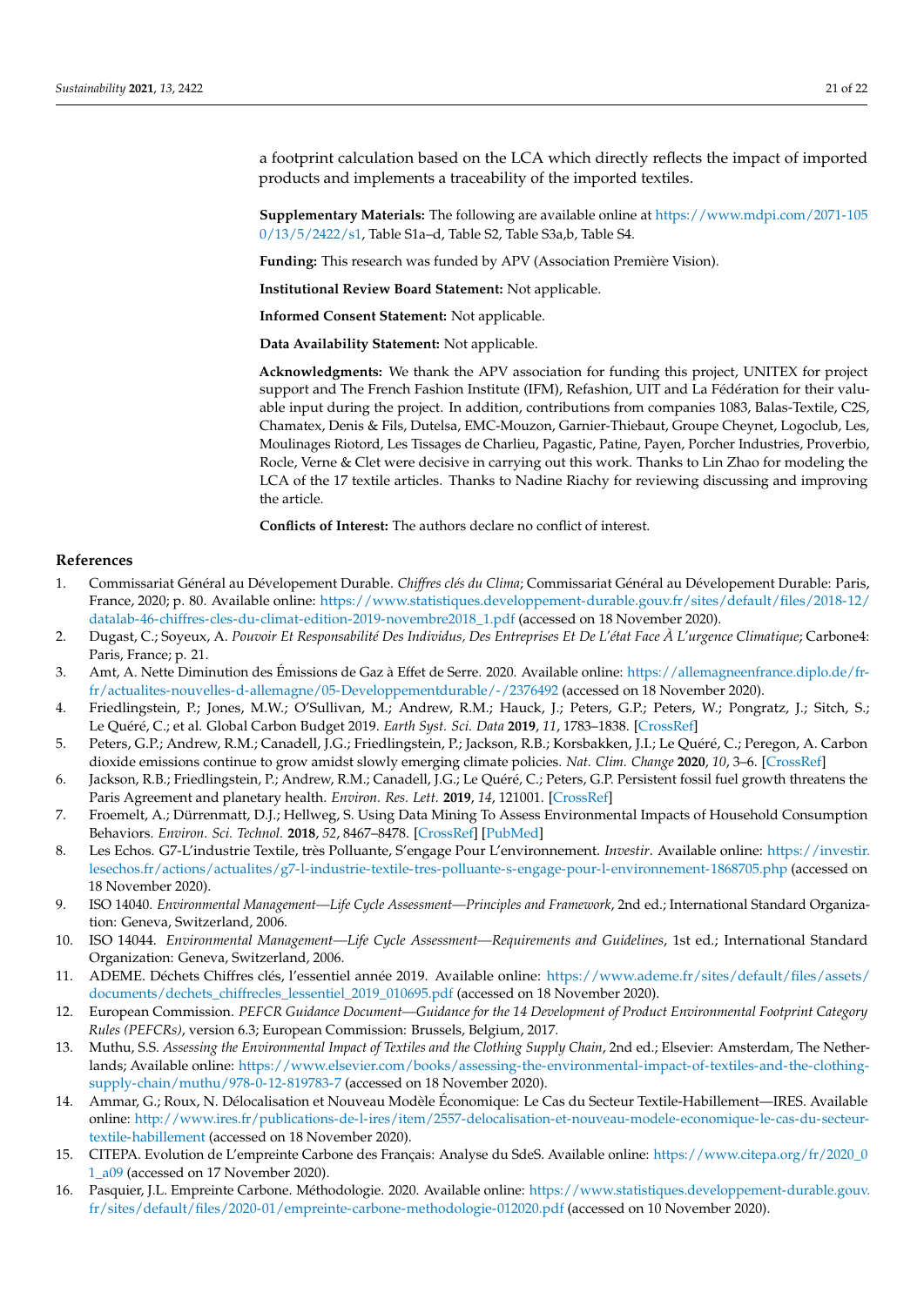a footprint calculation based on the LCA which directly reflects the impact of imported products and implements a traceability of the imported textiles.

**Supplementary Materials:** The following are available online at https://www.mdpi.com/2071-1050/13/5/2422/s1, Table S1a–d, Table S2, Table S3a,b, Table S4.

**Funding:** This research was funded by APV (Association Première Vision).

**Institutional Review Board Statement:** Not applicable.

**Informed Consent Statement:** Not applicable.

**Data Availability Statement:** Not applicable.

**Acknowledgments:** We thank the APV association for funding this project, UNITEX for project support and The French Fashion Institute (IFM), Refashion, UIT and La Fédération for their valuable input during the project. In addition, contributions from companies 1083, Balas-Textile, C2S, Chamatex, Denis & Fils, Dutelsa, EMC-Mouzon, Garnier-Thiebaut, Groupe Cheynet, Logoclub, Les, Moulinages Riotord, Les Tissages de Charlieu, Pagastic, Patine, Payen, Porcher Industries, Proverbio, Rocle, Verne & Clet were decisive in carrying out this work. Thanks to Lin Zhao for modeling the LCA of the 17 textile articles. Thanks to Nadine Riachy for reviewing discussing and improving the article.

**Conflicts of Interest:** The authors declare no conflict of interest.

## References

1. Commissariat Général au Dévelopement Durable. *Chiffres clés du Clima*; Commissariat Général au Dévelopement Durable: Paris, France, 2020; p. 80. Available online: https://www.statistiques.developpement-durable.gouv.fr/sites/default/files/2018-12/datalab-46-chiffres-cles-du-climat-edition-2019-novembre2018_1.pdf (accessed on 18 November 2020).
2. Dugast, C.; Soyeux, A. *Pouvoir Et Responsabilité Des Individus, Des Entreprises Et De L'état Face À L'urgence Climatique*; Carbone4: Paris, France; p. 21.
3. Amt, A. Nette Diminution des Émissions de Gaz à Effet de Serre. 2020. Available online: https://allemagneenfrance.diplo.de/fr-fr/actualites-nouvelles-d-allemagne/05-Developpementdurable/-/2376492 (accessed on 18 November 2020).
4. Friedlingstein, P.; Jones, M.W.; O'Sullivan, M.; Andrew, R.M.; Hauck, J.; Peters, G.P.; Peters, W.; Pongratz, J.; Sitch, S.; Le Quéré, C.; et al. Global Carbon Budget 2019. *Earth Syst. Sci. Data* **2019**, *11*, 1783–1838. [CrossRef]
5. Peters, G.P.; Andrew, R.M.; Canadell, J.G.; Friedlingstein, P.; Jackson, R.B.; Korsbakken, J.I.; Le Quéré, C.; Peregon, A. Carbon dioxide emissions continue to grow amidst slowly emerging climate policies. *Nat. Clim. Change* **2020**, *10*, 3–6. [CrossRef]
6. Jackson, R.B.; Friedlingstein, P.; Andrew, R.M.; Canadell, J.G.; Le Quéré, C.; Peters, G.P. Persistent fossil fuel growth threatens the Paris Agreement and planetary health. *Environ. Res. Lett.* **2019**, *14*, 121001. [CrossRef]
7. Froemelt, A.; Dürrenmatt, D.J.; Hellweg, S. Using Data Mining To Assess Environmental Impacts of Household Consumption Behaviors. *Environ. Sci. Technol.* **2018**, *52*, 8467–8478. [CrossRef] [PubMed]
8. Les Echos. G7-L'industrie Textile, très Polluante, S'engage Pour L'environnement. *Investir*. Available online: https://investir.lesechos.fr/actions/actualites/g7-l-industrie-textile-tres-polluante-s-engage-pour-l-environnement-1868705.php (accessed on 18 November 2020).
9. ISO 14040. *Environmental Management—Life Cycle Assessment—Principles and Framework*, 2nd ed.; International Standard Organization: Geneva, Switzerland, 2006.
10. ISO 14044. *Environmental Management—Life Cycle Assessment—Requirements and Guidelines*, 1st ed.; International Standard Organization: Geneva, Switzerland, 2006.
11. ADEME. Déchets Chiffres clés, l'essentiel année 2019. Available online: https://www.ademe.fr/sites/default/files/assets/documents/dechets_chiffrecles_lessentiel_2019_010695.pdf (accessed on 18 November 2020).
12. European Commission. *PEFCR Guidance Document—Guidance for the 14 Development of Product Environmental Footprint Category Rules (PEFCRs)*, version 6.3; European Commission: Brussels, Belgium, 2017.
13. Muthu, S.S. *Assessing the Environmental Impact of Textiles and the Clothing Supply Chain*, 2nd ed.; Elsevier: Amsterdam, The Netherlands; Available online: https://www.elsevier.com/books/assessing-the-environmental-impact-of-textiles-and-the-clothing-supply-chain/muthu/978-0-12-819783-7 (accessed on 18 November 2020).
14. Ammar, G.; Roux, N. Délocalisation et Nouveau Modèle Économique: Le Cas du Secteur Textile-Habillement—IRES. Available online: http://www.ires.fr/publications-de-l-ires/item/2557-delocalisation-et-nouveau-modele-economique-le-cas-du-secteur-textile-habillement (accessed on 18 November 2020).
15. CITEPA. Evolution de L'empreinte Carbone des Français: Analyse du SdeS. Available online: https://www.citepa.org/fr/2020_01_a09 (accessed on 17 November 2020).
16. Pasquier, J.L. Empreinte Carbone. Méthodologie. 2020. Available online: https://www.statistiques.developpement-durable.gouv.fr/sites/default/files/2020-01/empreinte-carbone-methodologie-012020.pdf (accessed on 10 November 2020).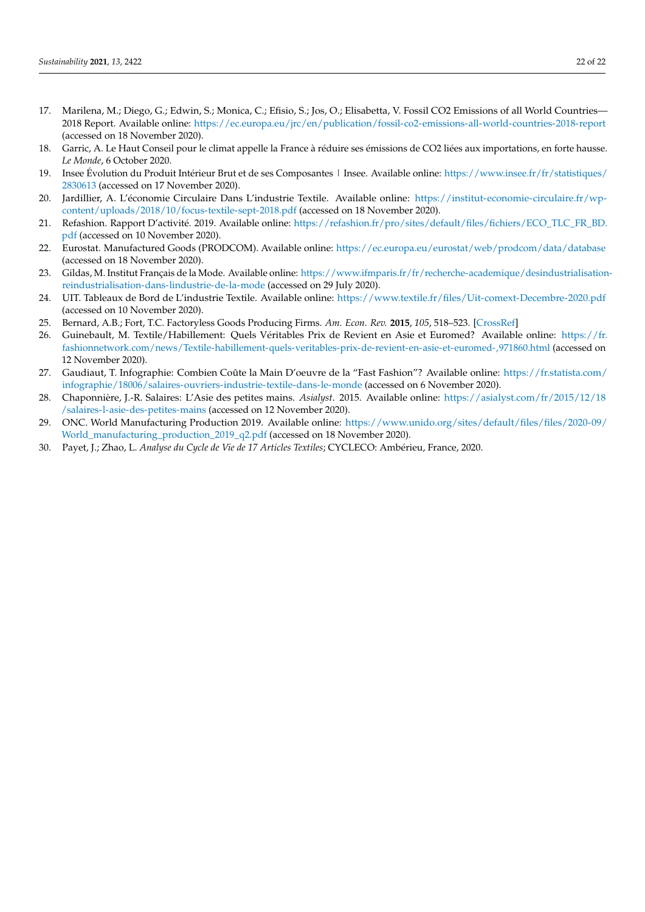17. Marilena, M.; Diego, G.; Edwin, S.; Monica, C.; Efisio, S.; Jos, O.; Elisabetta, V. Fossil CO2 Emissions of all World Countries—2018 Report. Available online: https://ec.europa.eu/jrc/en/publication/fossil-co2-emissions-all-world-countries-2018-report (accessed on 18 November 2020).
18. Garric, A. Le Haut Conseil pour le climat appelle la France à réduire ses émissions de CO2 liées aux importations, en forte hausse. *Le Monde*, 6 October 2020.
19. Insee Évolution du Produit Intérieur Brut et de ses Composantes | Insee. Available online: https://www.insee.fr/fr/statistiques/2830613 (accessed on 17 November 2020).
20. Jardillier, A. L'économie Circulaire Dans L'industrie Textile. Available online: https://institut-economie-circulaire.fr/wp-content/uploads/2018/10/focus-textile-sept-2018.pdf (accessed on 18 November 2020).
21. Refashion. Rapport D'activité. 2019. Available online: https://refashion.fr/pro/sites/default/files/fichiers/ECO_TLC_FR_BD.pdf (accessed on 10 November 2020).
22. Eurostat. Manufactured Goods (PRODCOM). Available online: https://ec.europa.eu/eurostat/web/prodcom/data/database (accessed on 18 November 2020).
23. Gildas, M. Institut Français de la Mode. Available online: https://www.ifmparis.fr/fr/recherche-academique/desindustrialisation-reindustrialisation-dans-lindustrie-de-la-mode (accessed on 29 July 2020).
24. UIT. Tableaux de Bord de L'industrie Textile. Available online: https://www.textile.fr/files/Uit-comext-Decembre-2020.pdf (accessed on 10 November 2020).
25. Bernard, A.B.; Fort, T.C. Factoryless Goods Producing Firms. *Am. Econ. Rev.* **2015**, *105*, 518–523. [CrossRef]
26. Guinebault, M. Textile/Habillement: Quels Véritables Prix de Revient en Asie et Euromed? Available online: https://fr.fashionnetwork.com/news/Textile-habillement-quels-veritables-prix-de-revient-en-asie-et-euromed-,971860.html (accessed on 12 November 2020).
27. Gaudiaut, T. Infographie: Combien Coûte la Main D'oeuvre de la "Fast Fashion"? Available online: https://fr.statista.com/infographie/18006/salaires-ouvriers-industrie-textile-dans-le-monde (accessed on 6 November 2020).
28. Chaponnière, J.-R. Salaires: L'Asie des petites mains. *Asialyst*. 2015. Available online: https://asialyst.com/fr/2015/12/18/salaires-l-asie-des-petites-mains (accessed on 12 November 2020).
29. ONC. World Manufacturing Production 2019. Available online: https://www.unido.org/sites/default/files/files/2020-09/World_manufacturing_production_2019_q2.pdf (accessed on 18 November 2020).
30. Payet, J.; Zhao, L. *Analyse du Cycle de Vie de 17 Articles Textiles*; CYCLECO: Ambérieu, France, 2020.